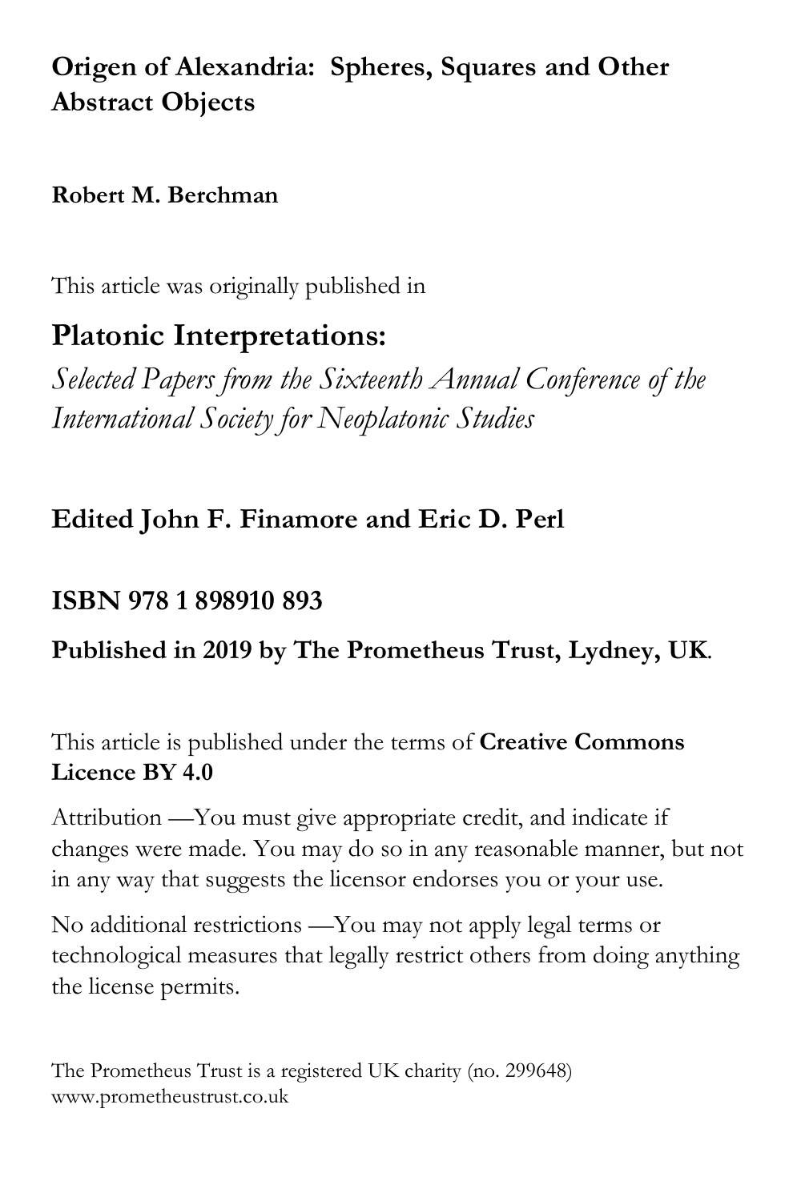# Origen of Alexandria: Spheres, Squares and Other Abstract Objects

**Robert M. Berchman**

This article was originally published in

## Platonic Interpretations:

*Selected Papers from the Sixteenth Annual Conference of the International Society for Neoplatonic Studies*

**Edited John F. Finamore and Eric D. Perl**

**ISBN 978 1 898910 893**

**Published in 2019 by The Prometheus Trust, Lydney, UK**.

This article is published under the terms of **Creative Commons Licence BY 4.0**

Attribution —You must give appropriate credit, and indicate if changes were made. You may do so in any reasonable manner, but not in any way that suggests the licensor endorses you or your use.

No additional restrictions —You may not apply legal terms or technological measures that legally restrict others from doing anything the license permits.

The Prometheus Trust is a registered UK charity (no. 299648)
www.prometheustrust.co.uk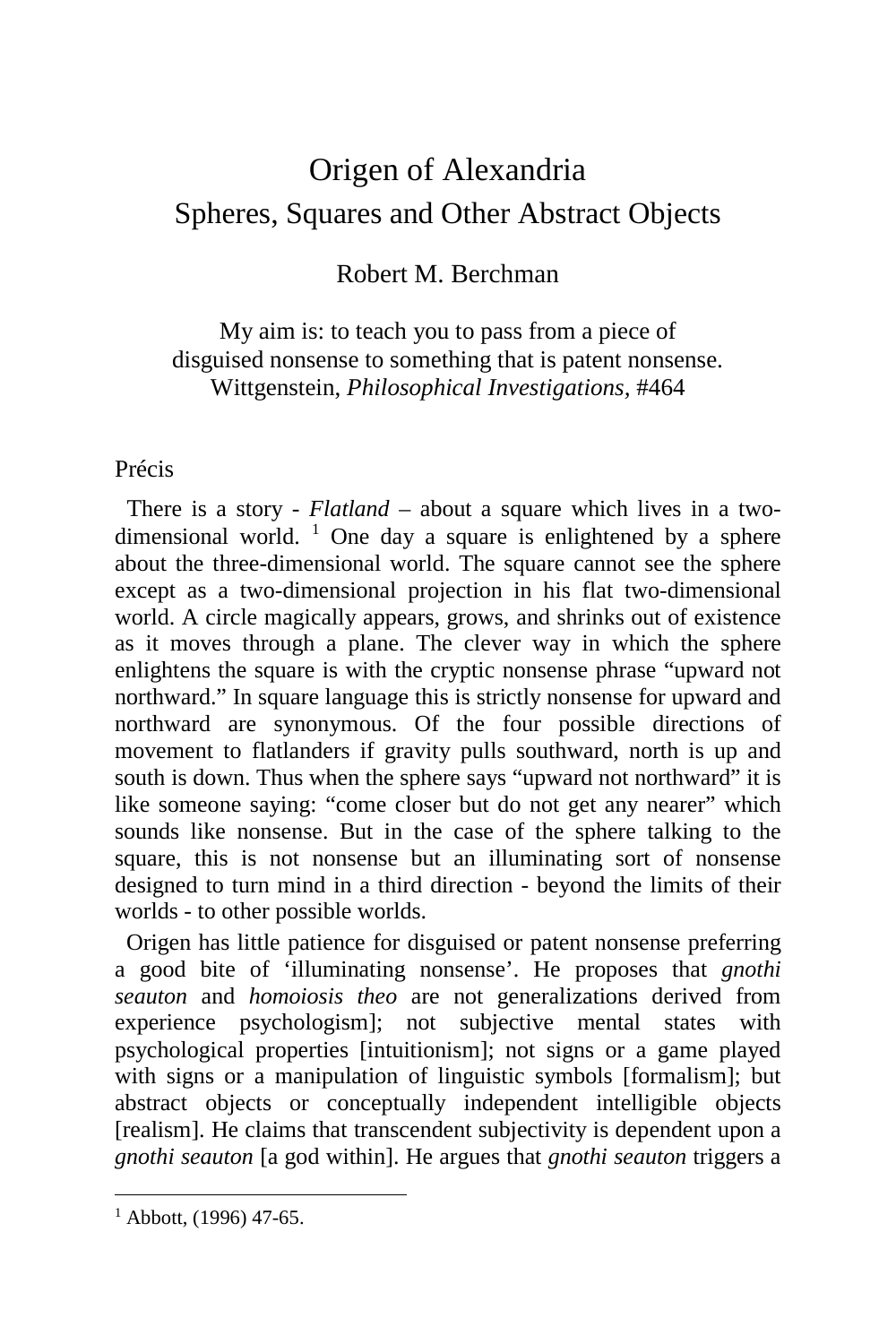# Origen of Alexandria
## Spheres, Squares and Other Abstract Objects

Robert M. Berchman

> My aim is: to teach you to pass from a piece of
> disguised nonsense to something that is patent nonsense.
> Wittgenstein, *Philosophical Investigations*, #464

### Précis

There is a story - *Flatland* – about a square which lives in a two-dimensional world. [1] One day a square is enlightened by a sphere about the three-dimensional world. The square cannot see the sphere except as a two-dimensional projection in his flat two-dimensional world. A circle magically appears, grows, and shrinks out of existence as it moves through a plane. The clever way in which the sphere enlightens the square is with the cryptic nonsense phrase "upward not northward." In square language this is strictly nonsense for upward and northward are synonymous. Of the four possible directions of movement to flatlanders if gravity pulls southward, north is up and south is down. Thus when the sphere says "upward not northward" it is like someone saying: "come closer but do not get any nearer" which sounds like nonsense. But in the case of the sphere talking to the square, this is not nonsense but an illuminating sort of nonsense designed to turn mind in a third direction - beyond the limits of their worlds - to other possible worlds.

Origen has little patience for disguised or patent nonsense preferring a good bite of 'illuminating nonsense'. He proposes that *gnothi seauton* and *homoiosis theo* are not generalizations derived from experience psychologism]; not subjective mental states with psychological properties [intuitionism]; not signs or a game played with signs or a manipulation of linguistic symbols [formalism]; but abstract objects or conceptually independent intelligible objects [realism]. He claims that transcendent subjectivity is dependent upon a *gnothi seauton* [a god within]. He argues that *gnothi seauton* triggers a

---

[1] Abbott, (1996) 47-65.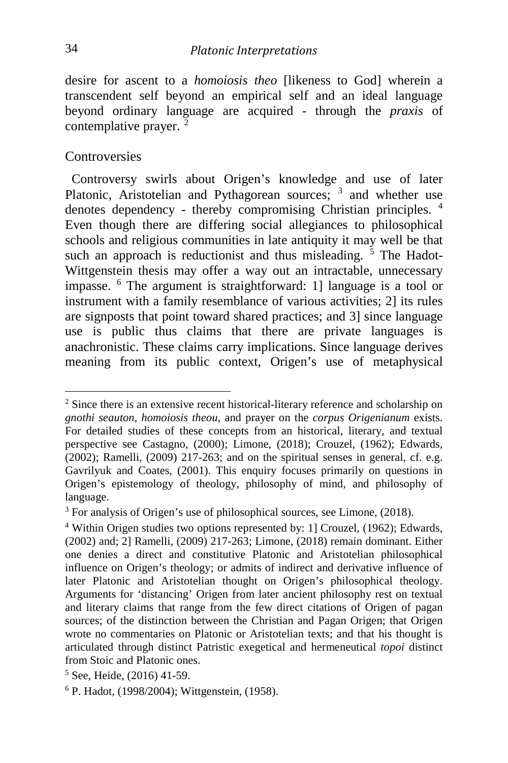desire for ascent to a *homoiosis theo* [likeness to God] wherein a transcendent self beyond an empirical self and an ideal language beyond ordinary language are acquired - through the *praxis* of contemplative prayer. [2]

## Controversies

Controversy swirls about Origen's knowledge and use of later Platonic, Aristotelian and Pythagorean sources; [3] and whether use denotes dependency - thereby compromising Christian principles. [4] Even though there are differing social allegiances to philosophical schools and religious communities in late antiquity it may well be that such an approach is reductionist and thus misleading. [5] The Hadot-Wittgenstein thesis may offer a way out an intractable, unnecessary impasse. [6] The argument is straightforward: 1] language is a tool or instrument with a family resemblance of various activities; 2] its rules are signposts that point toward shared practices; and 3] since language use is public thus claims that there are private languages is anachronistic. These claims carry implications. Since language derives meaning from its public context, Origen's use of metaphysical

---

[2] Since there is an extensive recent historical-literary reference and scholarship on *gnothi seauton*, *homoiosis theou*, and prayer on the *corpus Origenianum* exists. For detailed studies of these concepts from an historical, literary, and textual perspective see Castagno, (2000); Limone, (2018); Crouzel, (1962); Edwards, (2002); Ramelli, (2009) 217-263; and on the spiritual senses in general, cf. e.g. Gavrilyuk and Coates, (2001). This enquiry focuses primarily on questions in Origen's epistemology of theology, philosophy of mind, and philosophy of language.

[3] For analysis of Origen's use of philosophical sources, see Limone, (2018).

[4] Within Origen studies two options represented by: 1] Crouzel, (1962); Edwards, (2002) and; 2] Ramelli, (2009) 217-263; Limone, (2018) remain dominant. Either one denies a direct and constitutive Platonic and Aristotelian philosophical influence on Origen's theology; or admits of indirect and derivative influence of later Platonic and Aristotelian thought on Origen's philosophical theology. Arguments for 'distancing' Origen from later ancient philosophy rest on textual and literary claims that range from the few direct citations of Origen of pagan sources; of the distinction between the Christian and Pagan Origen; that Origen wrote no commentaries on Platonic or Aristotelian texts; and that his thought is articulated through distinct Patristic exegetical and hermeneutical *topoi* distinct from Stoic and Platonic ones.

[5] See, Heide, (2016) 41-59.

[6] P. Hadot, (1998/2004); Wittgenstein, (1958).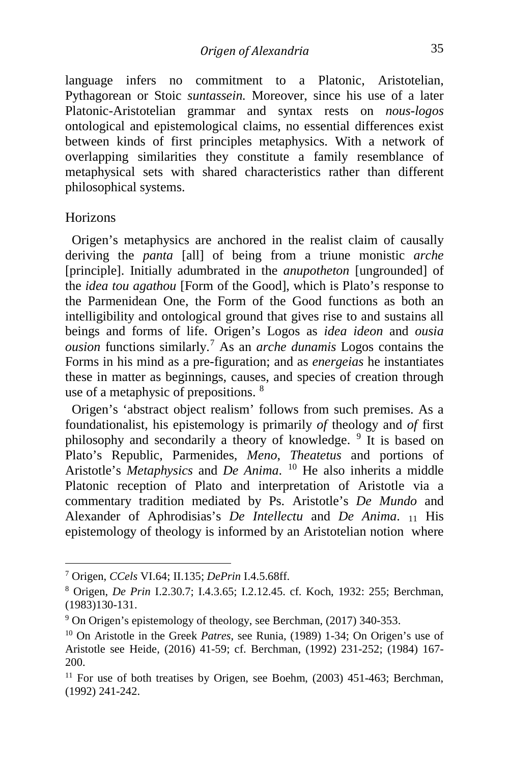language infers no commitment to a Platonic, Aristotelian, Pythagorean or Stoic *suntassein.* Moreover, since his use of a later Platonic-Aristotelian grammar and syntax rests on *nous-logos* ontological and epistemological claims, no essential differences exist between kinds of first principles metaphysics. With a network of overlapping similarities they constitute a family resemblance of metaphysical sets with shared characteristics rather than different philosophical systems.

## Horizons

Origen's metaphysics are anchored in the realist claim of causally deriving the *panta* [all] of being from a triune monistic *arche* [principle]. Initially adumbrated in the *anupotheton* [ungrounded] of the *idea tou agathou* [Form of the Good], which is Plato's response to the Parmenidean One, the Form of the Good functions as both an intelligibility and ontological ground that gives rise to and sustains all beings and forms of life. Origen's Logos as *idea ideon* and *ousia ousion* functions similarly.[7] As an *arche dunamis* Logos contains the Forms in his mind as a pre-figuration; and as *energeias* he instantiates these in matter as beginnings, causes, and species of creation through use of a metaphysic of prepositions. [8]

Origen's 'abstract object realism' follows from such premises. As a foundationalist, his epistemology is primarily *of* theology and *of* first philosophy and secondarily a theory of knowledge. [9] It is based on Plato's Republic, Parmenides, *Meno*, *Theatetus* and portions of Aristotle's *Metaphysics* and *De Anima*. [10] He also inherits a middle Platonic reception of Plato and interpretation of Aristotle via a commentary tradition mediated by Ps. Aristotle's *De Mundo* and Alexander of Aphrodisias's *De Intellectu* and *De Anima*. [11] His epistemology of theology is informed by an Aristotelian notion where

---

[7] Origen, *CCels* VI.64; II.135; *DePrin* I.4.5.68ff.

[8] Origen, *De Prin* I.2.30.7; I.4.3.65; I.2.12.45. cf. Koch, 1932: 255; Berchman, (1983)130-131.

[9] On Origen's epistemology of theology, see Berchman, (2017) 340-353.

[10] On Aristotle in the Greek *Patres*, see Runia, (1989) 1-34; On Origen's use of Aristotle see Heide, (2016) 41-59; cf. Berchman, (1992) 231-252; (1984) 167-200.

[11] For use of both treatises by Origen, see Boehm, (2003) 451-463; Berchman, (1992) 241-242.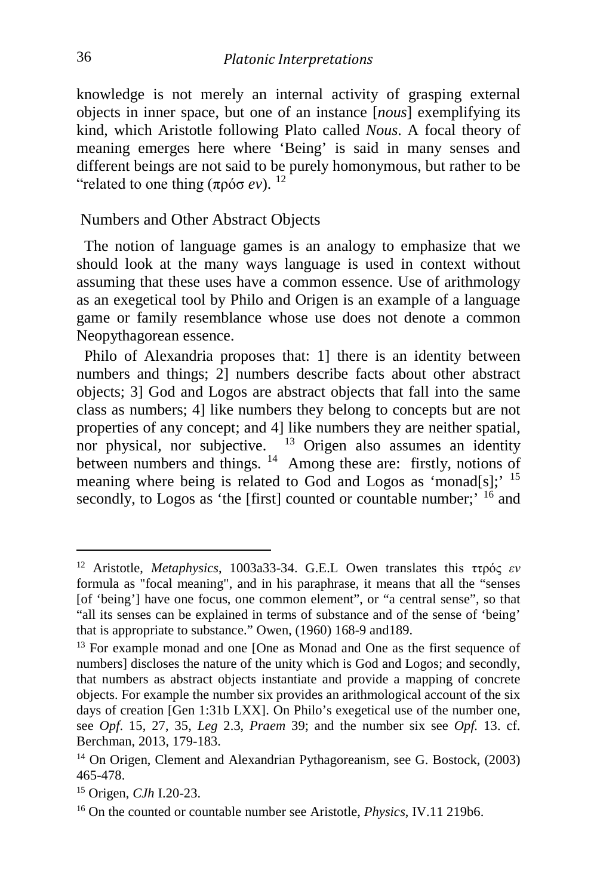knowledge is not merely an internal activity of grasping external objects in inner space, but one of an instance [*nous*] exemplifying its kind, which Aristotle following Plato called *Nous*. A focal theory of meaning emerges here where 'Being' is said in many senses and different beings are not said to be purely homonymous, but rather to be "related to one thing (πρόσ *ev*). [12]

## Numbers and Other Abstract Objects

The notion of language games is an analogy to emphasize that we should look at the many ways language is used in context without assuming that these uses have a common essence. Use of arithmology as an exegetical tool by Philo and Origen is an example of a language game or family resemblance whose use does not denote a common Neopythagorean essence.

Philo of Alexandria proposes that: 1] there is an identity between numbers and things; 2] numbers describe facts about other abstract objects; 3] God and Logos are abstract objects that fall into the same class as numbers; 4] like numbers they belong to concepts but are not properties of any concept; and 4] like numbers they are neither spatial, nor physical, nor subjective. [13] Origen also assumes an identity between numbers and things. [14] Among these are: firstly, notions of meaning where being is related to God and Logos as 'monad[s];' [15] secondly, to Logos as 'the [first] counted or countable number;' [16] and

---

[12] Aristotle, *Metaphysics*, 1003a33-34. G.E.L Owen translates this τπρός *εν* formula as "focal meaning", and in his paraphrase, it means that all the "senses [of 'being'] have one focus, one common element", or "a central sense", so that "all its senses can be explained in terms of substance and of the sense of 'being' that is appropriate to substance." Owen, (1960) 168-9 and189.

[13] For example monad and one [One as Monad and One as the first sequence of numbers] discloses the nature of the unity which is God and Logos; and secondly, that numbers as abstract objects instantiate and provide a mapping of concrete objects. For example the number six provides an arithmological account of the six days of creation [Gen 1:31b LXX]. On Philo's exegetical use of the number one, see *Opf*. 15, 27, 35, *Leg* 2.3, *Praem* 39; and the number six see *Opf.* 13. cf. Berchman, 2013, 179-183.

[14] On Origen, Clement and Alexandrian Pythagoreanism, see G. Bostock, (2003) 465-478.

[15] Origen, *CJh* I.20-23.

[16] On the counted or countable number see Aristotle, *Physics*, IV.11 219b6.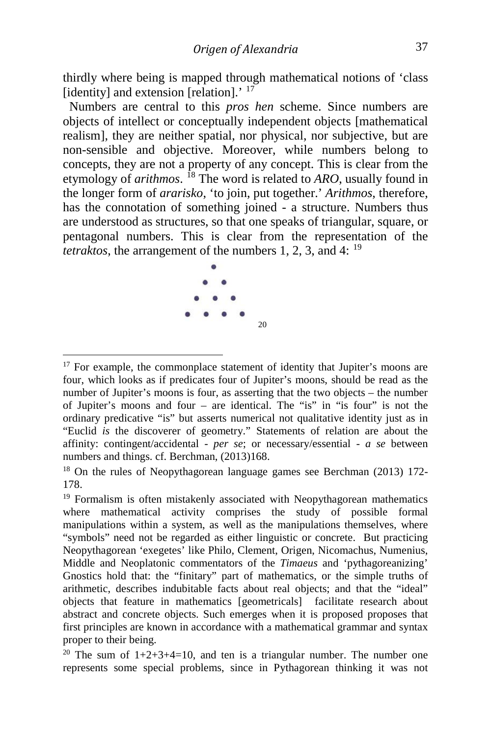thirdly where being is mapped through mathematical notions of 'class [identity] and extension [relation].'[17]

Numbers are central to this *pros hen* scheme. Since numbers are objects of intellect or conceptually independent objects [mathematical realism], they are neither spatial, nor physical, nor subjective, but are non-sensible and objective. Moreover, while numbers belong to concepts, they are not a property of any concept. This is clear from the etymology of *arithmos*.[18] The word is related to *ARO*, usually found in the longer form of *ararisko*, 'to join, put together.' *Arithmos*, therefore, has the connotation of something joined - a structure. Numbers thus are understood as structures, so that one speaks of triangular, square, or pentagonal numbers. This is clear from the representation of the *tetraktos*, the arrangement of the numbers 1, 2, 3, and 4:[19]

```
   •
  • •
 • • •
• • • •
```
[20]

---

[17] For example, the commonplace statement of identity that Jupiter's moons are four, which looks as if predicates four of Jupiter's moons, should be read as the number of Jupiter's moons is four, as asserting that the two objects – the number of Jupiter's moons and four – are identical. The "is" in "is four" is not the ordinary predicative "is" but asserts numerical not qualitative identity just as in "Euclid *is* the discoverer of geometry." Statements of relation are about the affinity: contingent/accidental - *per se*; or necessary/essential - *a se* between numbers and things. cf. Berchman, (2013)168.

[18] On the rules of Neopythagorean language games see Berchman (2013) 172-178.

[19] Formalism is often mistakenly associated with Neopythagorean mathematics where mathematical activity comprises the study of possible formal manipulations within a system, as well as the manipulations themselves, where "symbols" need not be regarded as either linguistic or concrete. But practicing Neopythagorean 'exegetes' like Philo, Clement, Origen, Nicomachus, Numenius, Middle and Neoplatonic commentators of the *Timaeus* and 'pythagoreanizing' Gnostics hold that: the "finitary" part of mathematics, or the simple truths of arithmetic, describes indubitable facts about real objects; and that the "ideal" objects that feature in mathematics [geometricals] facilitate research about abstract and concrete objects. Such emerges when it is proposed proposes that first principles are known in accordance with a mathematical grammar and syntax proper to their being.

[20] The sum of 1+2+3+4=10, and ten is a triangular number. The number one represents some special problems, since in Pythagorean thinking it was not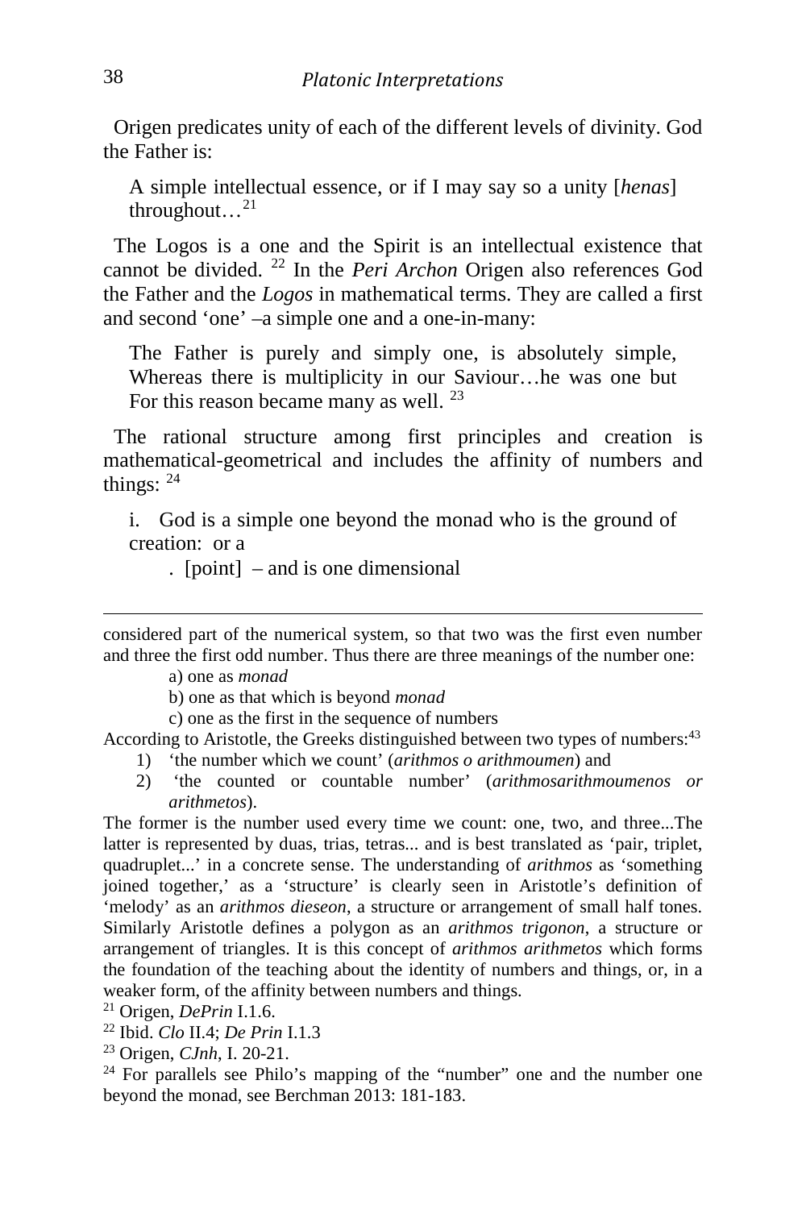Origen predicates unity of each of the different levels of divinity. God the Father is:

> A simple intellectual essence, or if I may say so a unity [*henas*] throughout…[21]

The Logos is a one and the Spirit is an intellectual existence that cannot be divided. [22] In the *Peri Archon* Origen also references God the Father and the *Logos* in mathematical terms. They are called a first and second 'one' –a simple one and a one-in-many:

> The Father is purely and simply one, is absolutely simple, Whereas there is multiplicity in our Saviour…he was one but For this reason became many as well. [23]

The rational structure among first principles and creation is mathematical-geometrical and includes the affinity of numbers and things: [24]

i. God is a simple one beyond the monad who is the ground of creation: or a

. [point] – and is one dimensional

---

considered part of the numerical system, so that two was the first even number and three the first odd number. Thus there are three meanings of the number one:

a) one as *monad*

b) one as that which is beyond *monad*

c) one as the first in the sequence of numbers

According to Aristotle, the Greeks distinguished between two types of numbers:[43]

1) 'the number which we count' (*arithmos o arithmoumen*) and
2) 'the counted or countable number' (*arithmosarithmoumenos or arithmetos*).

The former is the number used every time we count: one, two, and three...The latter is represented by duas, trias, tetras... and is best translated as 'pair, triplet, quadruplet...' in a concrete sense. The understanding of *arithmos* as 'something joined together,' as a 'structure' is clearly seen in Aristotle's definition of 'melody' as an *arithmos dieseon*, a structure or arrangement of small half tones. Similarly Aristotle defines a polygon as an *arithmos trigonon*, a structure or arrangement of triangles. It is this concept of *arithmos arithmetos* which forms the foundation of the teaching about the identity of numbers and things, or, in a weaker form, of the affinity between numbers and things.

[21] Origen, *DePrin* I.1.6.

[22] Ibid. *Clo* II.4; *De Prin* I.1.3

[23] Origen, *CJnh*, I. 20-21.

[24] For parallels see Philo's mapping of the "number" one and the number one beyond the monad, see Berchman 2013: 181-183.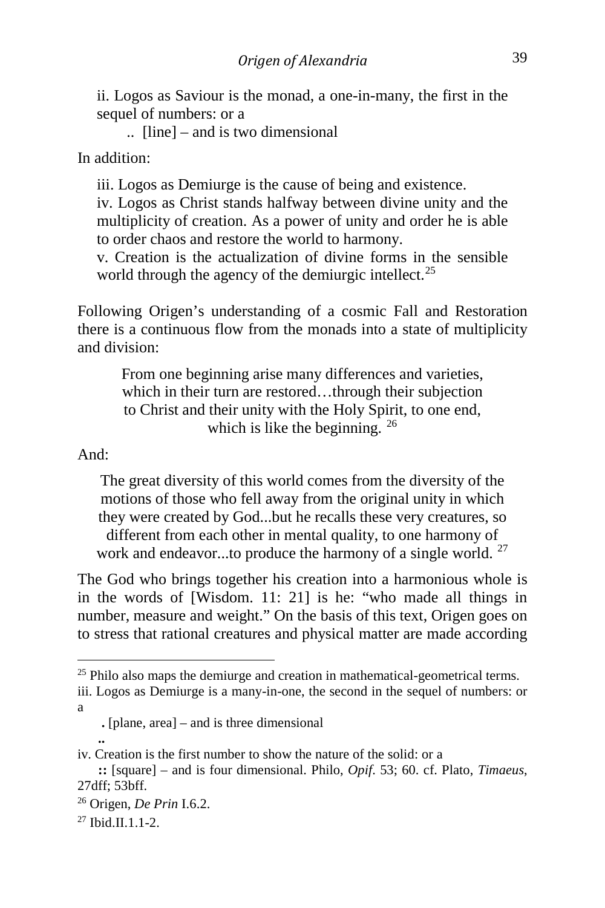ii. Logos as Saviour is the monad, a one-in-many, the first in the sequel of numbers: or a

.. [line] – and is two dimensional

In addition:

iii. Logos as Demiurge is the cause of being and existence.
iv. Logos as Christ stands halfway between divine unity and the multiplicity of creation. As a power of unity and order he is able to order chaos and restore the world to harmony.
v. Creation is the actualization of divine forms in the sensible world through the agency of the demiurgic intellect.[25]

Following Origen's understanding of a cosmic Fall and Restoration there is a continuous flow from the monads into a state of multiplicity and division:

> From one beginning arise many differences and varieties, which in their turn are restored…through their subjection to Christ and their unity with the Holy Spirit, to one end, which is like the beginning. [26]

And:

> The great diversity of this world comes from the diversity of the motions of those who fell away from the original unity in which they were created by God...but he recalls these very creatures, so different from each other in mental quality, to one harmony of work and endeavor...to produce the harmony of a single world. [27]

The God who brings together his creation into a harmonious whole is in the words of [Wisdom. 11: 21] is he: "who made all things in number, measure and weight." On the basis of this text, Origen goes on to stress that rational creatures and physical matter are made according

---

[25] Philo also maps the demiurge and creation in mathematical-geometrical terms.
iii. Logos as Demiurge is a many-in-one, the second in the sequel of numbers: or a

**.** [plane, area] – and is three dimensional

**..**

iv. Creation is the first number to show the nature of the solid: or a

**::** [square] – and is four dimensional. Philo, *Opif*. 53; 60. cf. Plato, *Timaeus*, 27dff; 53bff.

[26] Origen, *De Prin* I.6.2.

[27] Ibid.II.1.1-2.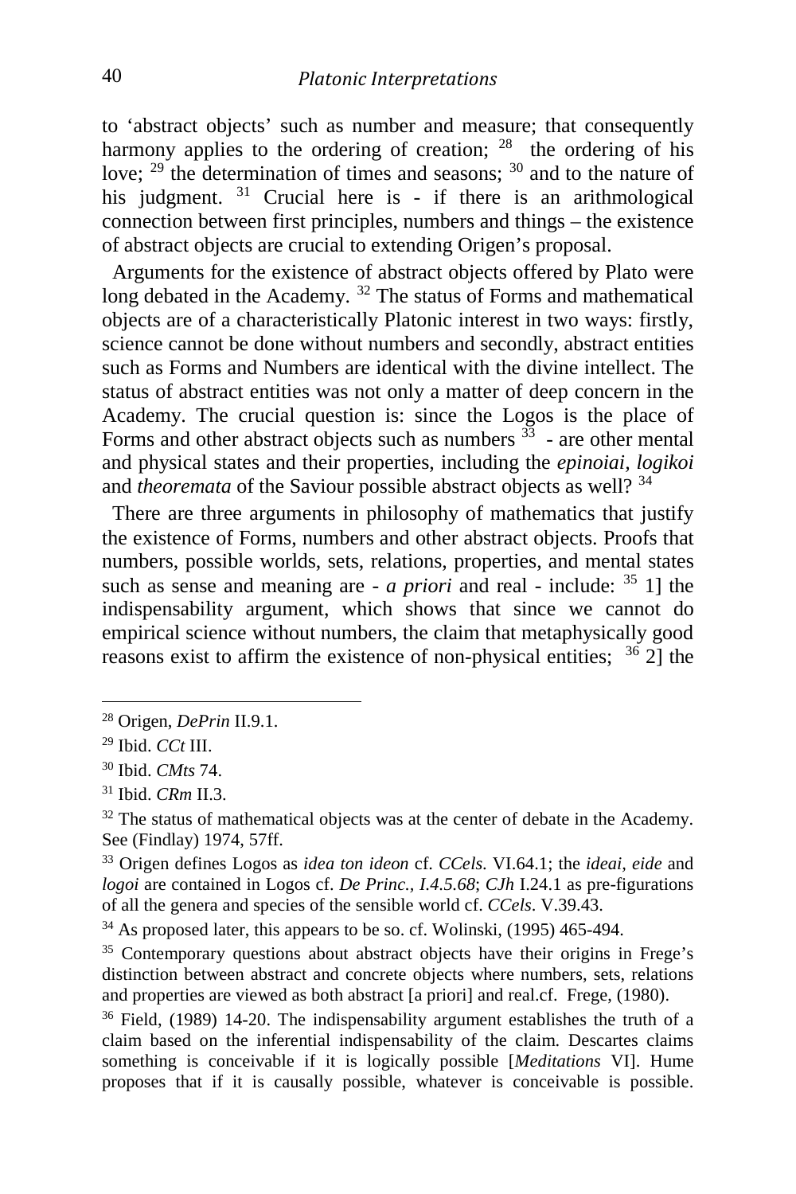to 'abstract objects' such as number and measure; that consequently harmony applies to the ordering of creation; [28] the ordering of his love; [29] the determination of times and seasons; [30] and to the nature of his judgment. [31] Crucial here is - if there is an arithmological connection between first principles, numbers and things – the existence of abstract objects are crucial to extending Origen's proposal.

Arguments for the existence of abstract objects offered by Plato were long debated in the Academy. [32] The status of Forms and mathematical objects are of a characteristically Platonic interest in two ways: firstly, science cannot be done without numbers and secondly, abstract entities such as Forms and Numbers are identical with the divine intellect. The status of abstract entities was not only a matter of deep concern in the Academy. The crucial question is: since the Logos is the place of Forms and other abstract objects such as numbers [33] - are other mental and physical states and their properties, including the *epinoiai, logikoi* and *theoremata* of the Saviour possible abstract objects as well? [34]

There are three arguments in philosophy of mathematics that justify the existence of Forms, numbers and other abstract objects. Proofs that numbers, possible worlds, sets, relations, properties, and mental states such as sense and meaning are - *a priori* and real - include: [35] 1] the indispensability argument, which shows that since we cannot do empirical science without numbers, the claim that metaphysically good reasons exist to affirm the existence of non-physical entities; [36] 2] the

---

[28] Origen, *DePrin* II.9.1.

[29] Ibid. *CCt* III.

[30] Ibid. *CMts* 74.

[31] Ibid. *CRm* II.3.

[32] The status of mathematical objects was at the center of debate in the Academy. See (Findlay) 1974, 57ff.

[33] Origen defines Logos as *idea ton ideon* cf. *CCels.* VI.64.1; the *ideai, eide* and *logoi* are contained in Logos cf. *De Princ., I.4.5.68*; *CJh* I.24.1 as pre-figurations of all the genera and species of the sensible world cf. *CCels*. V.39.43.

[34] As proposed later, this appears to be so. cf. Wolinski, (1995) 465-494.

[35] Contemporary questions about abstract objects have their origins in Frege's distinction between abstract and concrete objects where numbers, sets, relations and properties are viewed as both abstract [a priori] and real.cf. Frege, (1980).

[36] Field, (1989) 14-20. The indispensability argument establishes the truth of a claim based on the inferential indispensability of the claim. Descartes claims something is conceivable if it is logically possible [*Meditations* VI]. Hume proposes that if it is causally possible, whatever is conceivable is possible.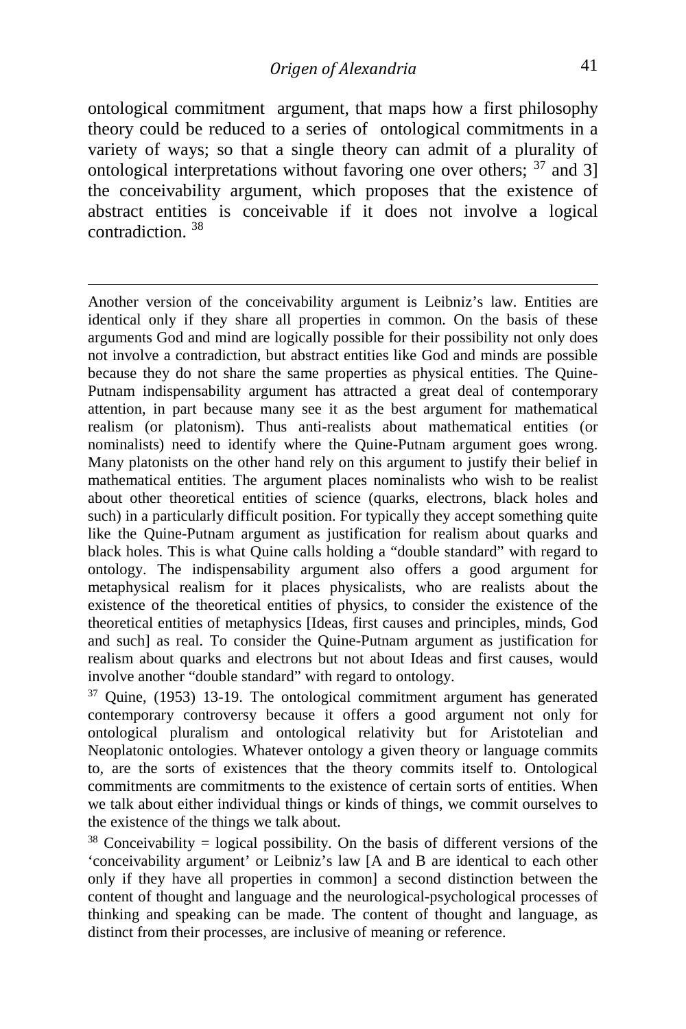ontological commitment argument, that maps how a first philosophy theory could be reduced to a series of ontological commitments in a variety of ways; so that a single theory can admit of a plurality of ontological interpretations without favoring one over others; [37] and 3] the conceivability argument, which proposes that the existence of abstract entities is conceivable if it does not involve a logical contradiction. [38]

---

Another version of the conceivability argument is Leibniz's law. Entities are identical only if they share all properties in common. On the basis of these arguments God and mind are logically possible for their possibility not only does not involve a contradiction, but abstract entities like God and minds are possible because they do not share the same properties as physical entities. The Quine-Putnam indispensability argument has attracted a great deal of contemporary attention, in part because many see it as the best argument for mathematical realism (or platonism). Thus anti-realists about mathematical entities (or nominalists) need to identify where the Quine-Putnam argument goes wrong. Many platonists on the other hand rely on this argument to justify their belief in mathematical entities. The argument places nominalists who wish to be realist about other theoretical entities of science (quarks, electrons, black holes and such) in a particularly difficult position. For typically they accept something quite like the Quine-Putnam argument as justification for realism about quarks and black holes. This is what Quine calls holding a "double standard" with regard to ontology. The indispensability argument also offers a good argument for metaphysical realism for it places physicalists, who are realists about the existence of the theoretical entities of physics, to consider the existence of the theoretical entities of metaphysics [Ideas, first causes and principles, minds, God and such] as real. To consider the Quine-Putnam argument as justification for realism about quarks and electrons but not about Ideas and first causes, would involve another "double standard" with regard to ontology.

[37] Quine, (1953) 13-19. The ontological commitment argument has generated contemporary controversy because it offers a good argument not only for ontological pluralism and ontological relativity but for Aristotelian and Neoplatonic ontologies. Whatever ontology a given theory or language commits to, are the sorts of existences that the theory commits itself to. Ontological commitments are commitments to the existence of certain sorts of entities. When we talk about either individual things or kinds of things, we commit ourselves to the existence of the things we talk about.

[38] Conceivability = logical possibility. On the basis of different versions of the 'conceivability argument' or Leibniz's law [A and B are identical to each other only if they have all properties in common] a second distinction between the content of thought and language and the neurological-psychological processes of thinking and speaking can be made. The content of thought and language, as distinct from their processes, are inclusive of meaning or reference.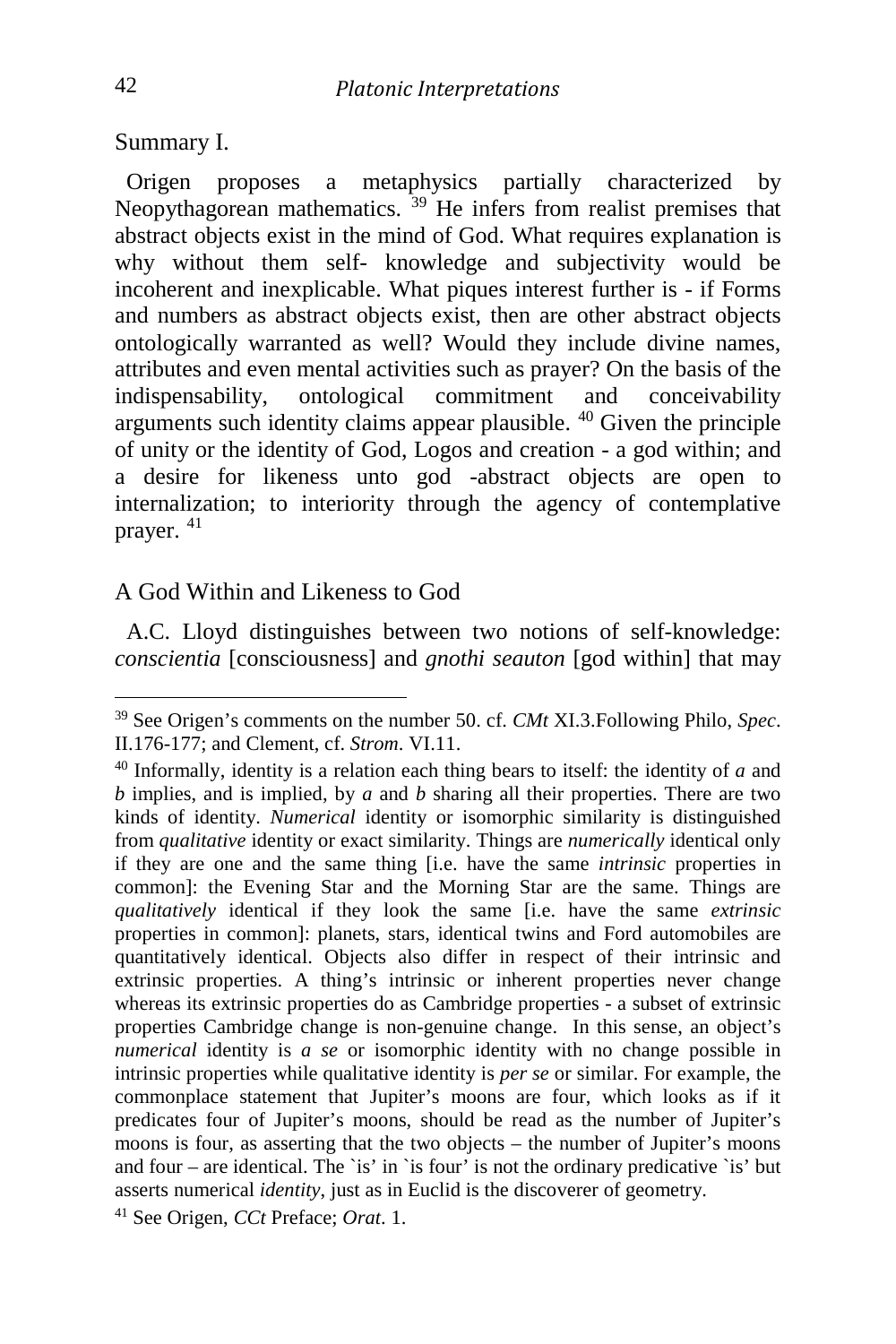Summary I.

Origen proposes a metaphysics partially characterized by Neopythagorean mathematics. [39] He infers from realist premises that abstract objects exist in the mind of God. What requires explanation is why without them self- knowledge and subjectivity would be incoherent and inexplicable. What piques interest further is - if Forms and numbers as abstract objects exist, then are other abstract objects ontologically warranted as well? Would they include divine names, attributes and even mental activities such as prayer? On the basis of the indispensability, ontological commitment and conceivability arguments such identity claims appear plausible. [40] Given the principle of unity or the identity of God, Logos and creation - a god within; and a desire for likeness unto god -abstract objects are open to internalization; to interiority through the agency of contemplative prayer. [41]

## A God Within and Likeness to God

A.C. Lloyd distinguishes between two notions of self-knowledge: *conscientia* [consciousness] and *gnothi seauton* [god within] that may

---

[39] See Origen's comments on the number 50. cf. *CMt* XI.3.Following Philo, *Spec*. II.176-177; and Clement, cf. *Strom*. VI.11.

[40] Informally, identity is a relation each thing bears to itself: the identity of *a* and *b* implies, and is implied, by *a* and *b* sharing all their properties. There are two kinds of identity. *Numerical* identity or isomorphic similarity is distinguished from *qualitative* identity or exact similarity. Things are *numerically* identical only if they are one and the same thing [i.e. have the same *intrinsic* properties in common]: the Evening Star and the Morning Star are the same. Things are *qualitatively* identical if they look the same [i.e. have the same *extrinsic* properties in common]: planets, stars, identical twins and Ford automobiles are quantitatively identical. Objects also differ in respect of their intrinsic and extrinsic properties. A thing's intrinsic or inherent properties never change whereas its extrinsic properties do as Cambridge properties - a subset of extrinsic properties Cambridge change is non-genuine change. In this sense, an object's *numerical* identity is *a se* or isomorphic identity with no change possible in intrinsic properties while qualitative identity is *per se* or similar. For example, the commonplace statement that Jupiter's moons are four, which looks as if it predicates four of Jupiter's moons, should be read as the number of Jupiter's moons is four, as asserting that the two objects – the number of Jupiter's moons and four – are identical. The `is' in `is four' is not the ordinary predicative `is' but asserts numerical *identity*, just as in Euclid is the discoverer of geometry.

[41] See Origen, *CCt* Preface; *Orat*. 1.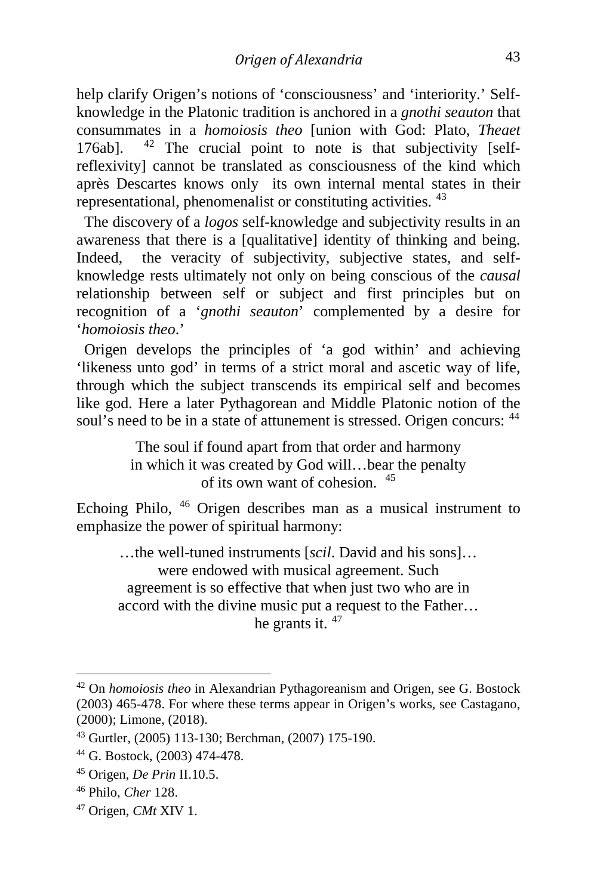help clarify Origen's notions of 'consciousness' and 'interiority.' Self-knowledge in the Platonic tradition is anchored in a *gnothi seauton* that consummates in a *homoiosis theo* [union with God: Plato, *Theaet* 176ab]. [42] The crucial point to note is that subjectivity [self-reflexivity] cannot be translated as consciousness of the kind which après Descartes knows only its own internal mental states in their representational, phenomenalist or constituting activities. [43]

The discovery of a *logos* self-knowledge and subjectivity results in an awareness that there is a [qualitative] identity of thinking and being. Indeed, the veracity of subjectivity, subjective states, and self-knowledge rests ultimately not only on being conscious of the *causal* relationship between self or subject and first principles but on recognition of a '*gnothi seauton*' complemented by a desire for '*homoiosis theo*.'

Origen develops the principles of 'a god within' and achieving 'likeness unto god' in terms of a strict moral and ascetic way of life, through which the subject transcends its empirical self and becomes like god. Here a later Pythagorean and Middle Platonic notion of the soul's need to be in a state of attunement is stressed. Origen concurs: [44]

> The soul if found apart from that order and harmony in which it was created by God will…bear the penalty of its own want of cohesion. [45]

Echoing Philo, [46] Origen describes man as a musical instrument to emphasize the power of spiritual harmony:

> …the well-tuned instruments [*scil*. David and his sons]… were endowed with musical agreement. Such agreement is so effective that when just two who are in accord with the divine music put a request to the Father… he grants it. [47]

---

[42] On *homoiosis theo* in Alexandrian Pythagoreanism and Origen, see G. Bostock (2003) 465-478. For where these terms appear in Origen's works, see Castagano, (2000); Limone, (2018).

[43] Gurtler, (2005) 113-130; Berchman, (2007) 175-190.

[44] G. Bostock, (2003) 474-478.

[45] Origen, *De Prin* II.10.5.

[46] Philo, *Cher* 128.

[47] Origen, *CMt* XIV 1.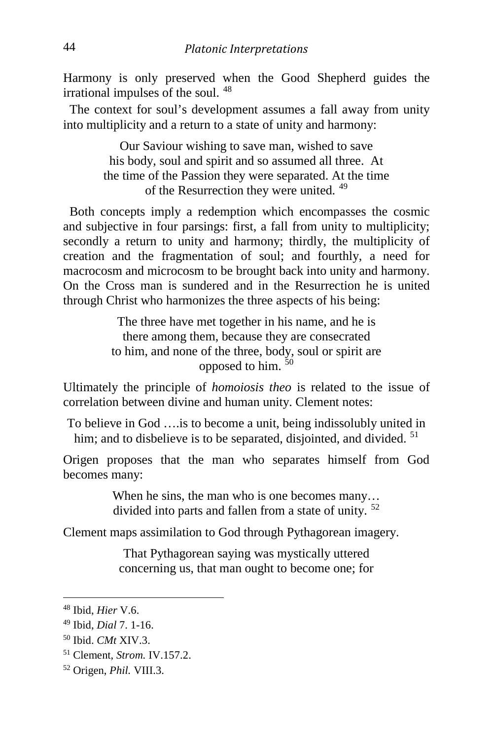Harmony is only preserved when the Good Shepherd guides the irrational impulses of the soul. [48]

The context for soul's development assumes a fall away from unity into multiplicity and a return to a state of unity and harmony:

> Our Saviour wishing to save man, wished to save his body, soul and spirit and so assumed all three. At the time of the Passion they were separated. At the time of the Resurrection they were united. [49]

Both concepts imply a redemption which encompasses the cosmic and subjective in four parsings: first, a fall from unity to multiplicity; secondly a return to unity and harmony; thirdly, the multiplicity of creation and the fragmentation of soul; and fourthly, a need for macrocosm and microcosm to be brought back into unity and harmony. On the Cross man is sundered and in the Resurrection he is united through Christ who harmonizes the three aspects of his being:

> The three have met together in his name, and he is there among them, because they are consecrated to him, and none of the three, body, soul or spirit are opposed to him. [50]

Ultimately the principle of *homoiosis theo* is related to the issue of correlation between divine and human unity. Clement notes:

> To believe in God ….is to become a unit, being indissolubly united in him; and to disbelieve is to be separated, disjointed, and divided. [51]

Origen proposes that the man who separates himself from God becomes many:

> When he sins, the man who is one becomes many… divided into parts and fallen from a state of unity. [52]

Clement maps assimilation to God through Pythagorean imagery.

> That Pythagorean saying was mystically uttered concerning us, that man ought to become one; for

---

[48] Ibid, *Hier* V.6.

[49] Ibid, *Dial* 7. 1-16.

[50] Ibid. *CMt* XIV.3.

[51] Clement, *Strom.* IV.157.2.

[52] Origen, *Phil.* VIII.3.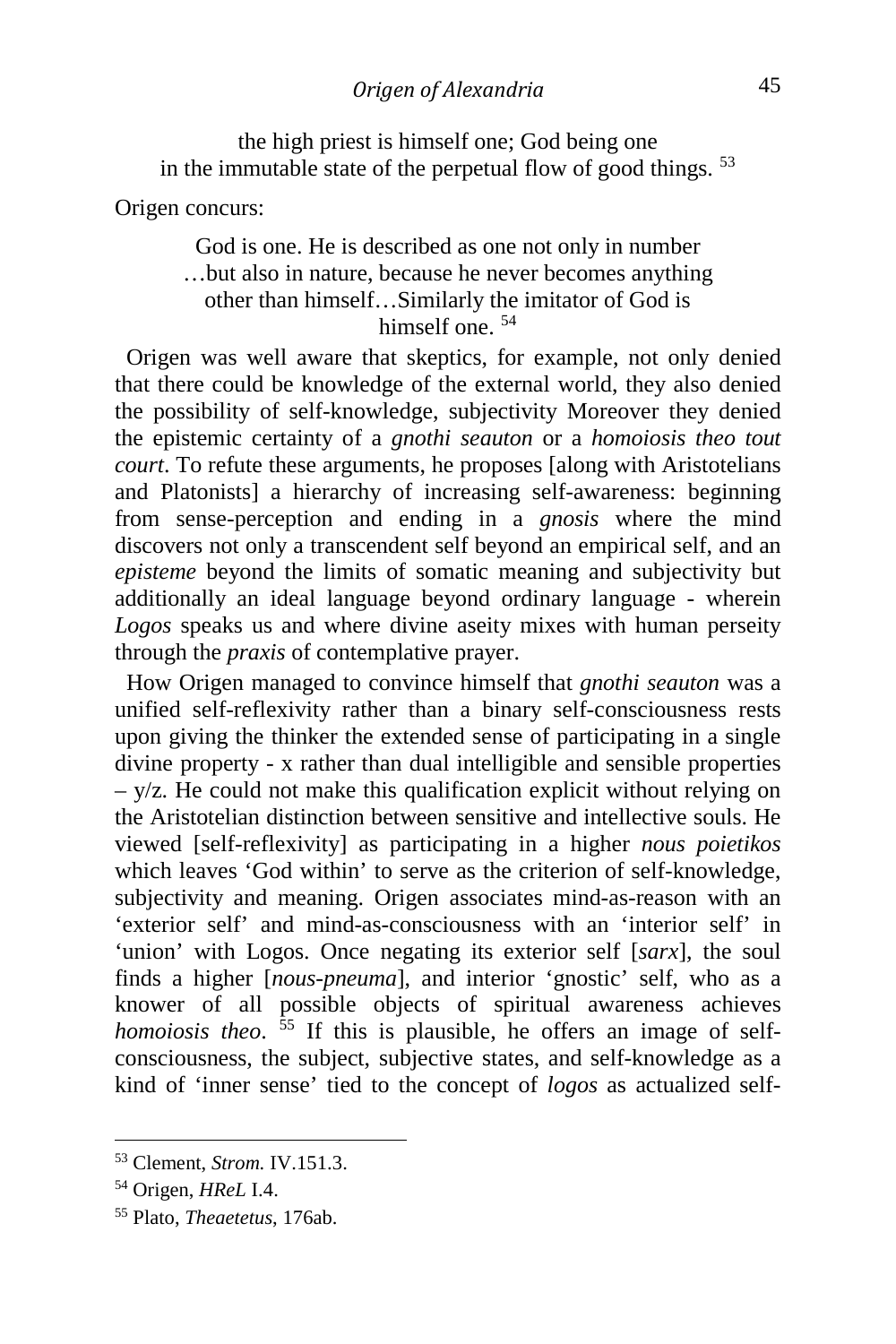the high priest is himself one; God being one
in the immutable state of the perpetual flow of good things. [53]

Origen concurs:

> God is one. He is described as one not only in number …but also in nature, because he never becomes anything other than himself…Similarly the imitator of God is himself one. [54]

Origen was well aware that skeptics, for example, not only denied that there could be knowledge of the external world, they also denied the possibility of self-knowledge, subjectivity Moreover they denied the epistemic certainty of a *gnothi seauton* or a *homoiosis theo tout court*. To refute these arguments, he proposes [along with Aristotelians and Platonists] a hierarchy of increasing self-awareness: beginning from sense-perception and ending in a *gnosis* where the mind discovers not only a transcendent self beyond an empirical self, and an *episteme* beyond the limits of somatic meaning and subjectivity but additionally an ideal language beyond ordinary language - wherein *Logos* speaks us and where divine aseity mixes with human perseity through the *praxis* of contemplative prayer.

How Origen managed to convince himself that *gnothi seauton* was a unified self-reflexivity rather than a binary self-consciousness rests upon giving the thinker the extended sense of participating in a single divine property - x rather than dual intelligible and sensible properties – y/z. He could not make this qualification explicit without relying on the Aristotelian distinction between sensitive and intellective souls. He viewed [self-reflexivity] as participating in a higher *nous poietikos* which leaves 'God within' to serve as the criterion of self-knowledge, subjectivity and meaning. Origen associates mind-as-reason with an 'exterior self' and mind-as-consciousness with an 'interior self' in 'union' with Logos. Once negating its exterior self [*sarx*], the soul finds a higher [*nous-pneuma*], and interior 'gnostic' self, who as a knower of all possible objects of spiritual awareness achieves *homoiosis theo*. [55] If this is plausible, he offers an image of self-consciousness, the subject, subjective states, and self-knowledge as a kind of 'inner sense' tied to the concept of *logos* as actualized self-

---

[53] Clement, *Strom.* IV.151.3.

[54] Origen, *HReL* I.4.

[55] Plato, *Theaetetus*, 176ab.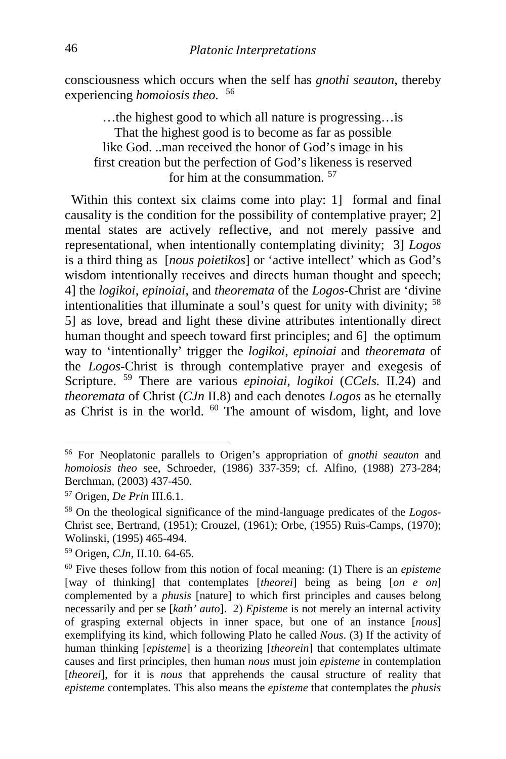consciousness which occurs when the self has *gnothi seauton*, thereby experiencing *homoiosis theo.* [56]

> …the highest good to which all nature is progressing…is
> That the highest good is to become as far as possible
> like God. ..man received the honor of God's image in his
> first creation but the perfection of God's likeness is reserved
> for him at the consummation. [57]

Within this context six claims come into play: 1] formal and final causality is the condition for the possibility of contemplative prayer; 2] mental states are actively reflective, and not merely passive and representational, when intentionally contemplating divinity; 3] *Logos* is a third thing as [*nous poietikos*] or 'active intellect' which as God's wisdom intentionally receives and directs human thought and speech; 4] the *logikoi*, *epinoiai*, and *theoremata* of the *Logos*-Christ are 'divine intentionalities that illuminate a soul's quest for unity with divinity; [58] 5] as love, bread and light these divine attributes intentionally direct human thought and speech toward first principles; and 6] the optimum way to 'intentionally' trigger the *logikoi*, *epinoiai* and *theoremata* of the *Logos*-Christ is through contemplative prayer and exegesis of Scripture. [59] There are various *epinoiai, logikoi* (*CCels.* II.24) and *theoremata* of Christ (*CJn* II.8) and each denotes *Logos* as he eternally as Christ is in the world. [60] The amount of wisdom, light, and love

---

[56] For Neoplatonic parallels to Origen's appropriation of *gnothi seauton* and *homoiosis theo* see, Schroeder, (1986) 337-359; cf. Alfino, (1988) 273-284; Berchman, (2003) 437-450.

[57] Origen, *De Prin* III.6.1.

[58] On the theological significance of the mind-language predicates of the *Logos*-Christ see, Bertrand, (1951); Crouzel, (1961); Orbe, (1955) Ruis-Camps, (1970); Wolinski, (1995) 465-494.

[59] Origen, *CJn*, II.10. 64-65.

[60] Five theses follow from this notion of focal meaning: (1) There is an *episteme* [way of thinking] that contemplates [*theorei*] being as being [*on e on*] complemented by a *phusis* [nature] to which first principles and causes belong necessarily and per se [*kath' auto*]. 2) *Episteme* is not merely an internal activity of grasping external objects in inner space, but one of an instance [*nous*] exemplifying its kind, which following Plato he called *Nous*. (3) If the activity of human thinking [*episteme*] is a theorizing [*theorein*] that contemplates ultimate causes and first principles, then human *nous* must join *episteme* in contemplation [*theorei*], for it is *nous* that apprehends the causal structure of reality that *episteme* contemplates. This also means the *episteme* that contemplates the *phusis*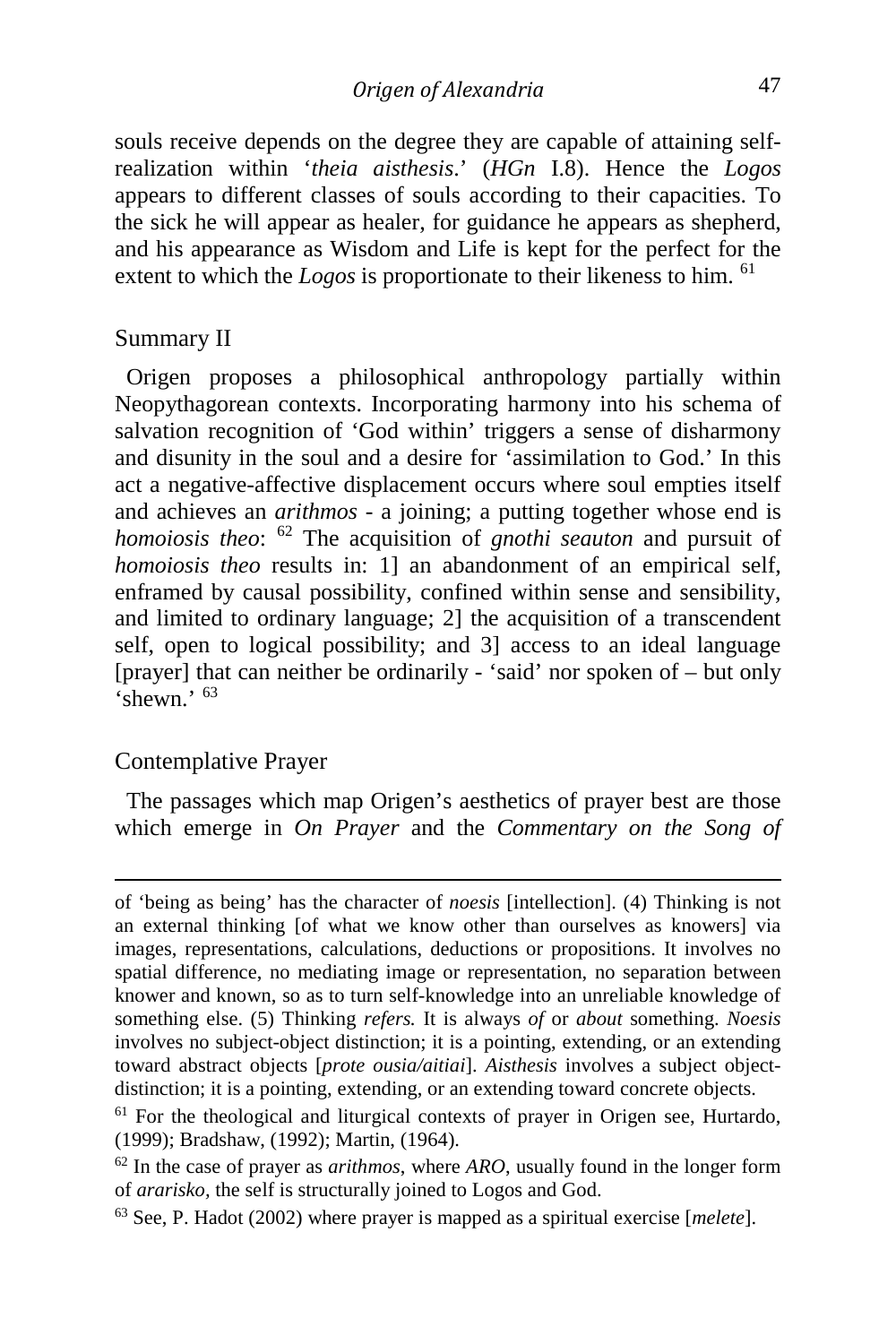souls receive depends on the degree they are capable of attaining self-realization within '*theia aisthesis*.' (*HGn* I.8). Hence the *Logos* appears to different classes of souls according to their capacities. To the sick he will appear as healer, for guidance he appears as shepherd, and his appearance as Wisdom and Life is kept for the perfect for the extent to which the *Logos* is proportionate to their likeness to him. [61]

## Summary II

Origen proposes a philosophical anthropology partially within Neopythagorean contexts. Incorporating harmony into his schema of salvation recognition of 'God within' triggers a sense of disharmony and disunity in the soul and a desire for 'assimilation to God.' In this act a negative-affective displacement occurs where soul empties itself and achieves an *arithmos* - a joining; a putting together whose end is *homoiosis theo*: [62] The acquisition of *gnothi seauton* and pursuit of *homoiosis theo* results in: 1] an abandonment of an empirical self, enframed by causal possibility, confined within sense and sensibility, and limited to ordinary language; 2] the acquisition of a transcendent self, open to logical possibility; and 3] access to an ideal language [prayer] that can neither be ordinarily - 'said' nor spoken of – but only 'shewn.' [63]

## Contemplative Prayer

The passages which map Origen's aesthetics of prayer best are those which emerge in *On Prayer* and the *Commentary on the Song of*

---

of 'being as being' has the character of *noesis* [intellection]. (4) Thinking is not an external thinking [of what we know other than ourselves as knowers] via images, representations, calculations, deductions or propositions. It involves no spatial difference, no mediating image or representation, no separation between knower and known, so as to turn self-knowledge into an unreliable knowledge of something else. (5) Thinking *refers.* It is always *of* or *about* something. *Noesis* involves no subject-object distinction; it is a pointing, extending, or an extending toward abstract objects [*prote ousia/aitiai*]. *Aisthesis* involves a subject object-distinction; it is a pointing, extending, or an extending toward concrete objects.

[61] For the theological and liturgical contexts of prayer in Origen see, Hurtardo, (1999); Bradshaw, (1992); Martin, (1964).

[62] In the case of prayer as *arithmos*, where *ARO*, usually found in the longer form of *ararisko,* the self is structurally joined to Logos and God.

[63] See, P. Hadot (2002) where prayer is mapped as a spiritual exercise [*melete*].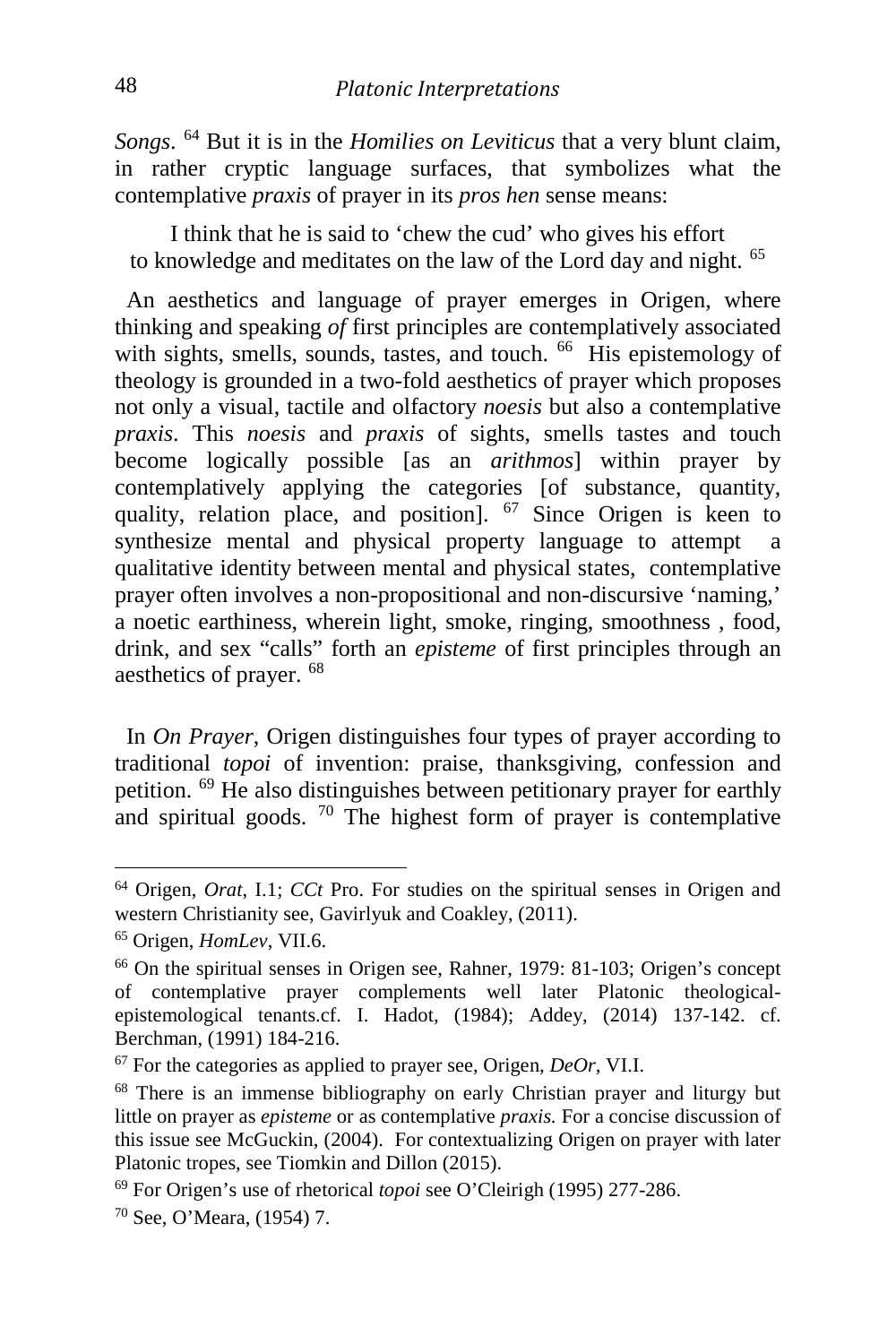*Songs*. [64] But it is in the *Homilies on Leviticus* that a very blunt claim, in rather cryptic language surfaces, that symbolizes what the contemplative *praxis* of prayer in its *pros hen* sense means:

> I think that he is said to 'chew the cud' who gives his effort to knowledge and meditates on the law of the Lord day and night. [65]

An aesthetics and language of prayer emerges in Origen, where thinking and speaking *of* first principles are contemplatively associated with sights, smells, sounds, tastes, and touch. [66] His epistemology of theology is grounded in a two-fold aesthetics of prayer which proposes not only a visual, tactile and olfactory *noesis* but also a contemplative *praxis*. This *noesis* and *praxis* of sights, smells tastes and touch become logically possible [as an *arithmos*] within prayer by contemplatively applying the categories [of substance, quantity, quality, relation place, and position]. [67] Since Origen is keen to synthesize mental and physical property language to attempt a qualitative identity between mental and physical states, contemplative prayer often involves a non-propositional and non-discursive 'naming,' a noetic earthiness, wherein light, smoke, ringing, smoothness , food, drink, and sex "calls" forth an *episteme* of first principles through an aesthetics of prayer. [68]

In *On Prayer*, Origen distinguishes four types of prayer according to traditional *topoi* of invention: praise, thanksgiving, confession and petition. [69] He also distinguishes between petitionary prayer for earthly and spiritual goods. [70] The highest form of prayer is contemplative

---

[64] Origen, *Orat*, I.1; *CCt* Pro. For studies on the spiritual senses in Origen and western Christianity see, Gavirlyuk and Coakley, (2011).

[65] Origen, *HomLev*, VII.6.

[66] On the spiritual senses in Origen see, Rahner, 1979: 81-103; Origen's concept of contemplative prayer complements well later Platonic theological-epistemological tenants.cf. I. Hadot, (1984); Addey, (2014) 137-142. cf. Berchman, (1991) 184-216.

[67] For the categories as applied to prayer see, Origen, *DeOr*, VI.I.

[68] There is an immense bibliography on early Christian prayer and liturgy but little on prayer as *episteme* or as contemplative *praxis.* For a concise discussion of this issue see McGuckin, (2004). For contextualizing Origen on prayer with later Platonic tropes, see Tiomkin and Dillon (2015).

[69] For Origen's use of rhetorical *topoi* see O'Cleirigh (1995) 277-286.

[70] See, O'Meara, (1954) 7.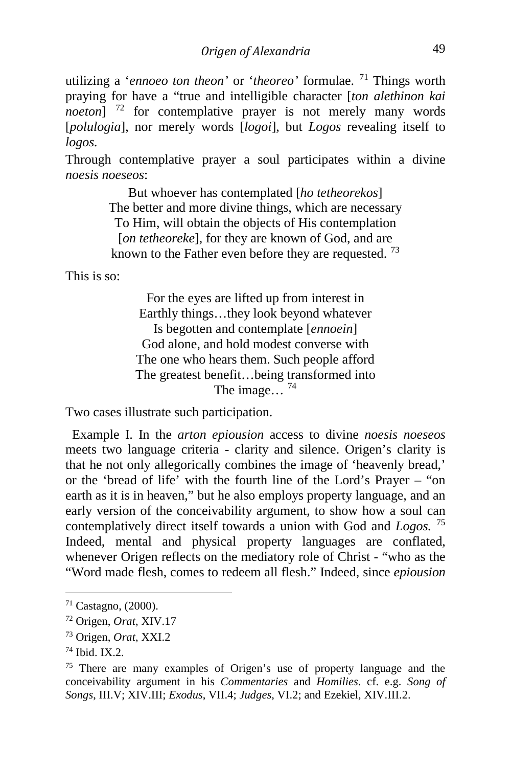utilizing a '*ennoeo ton theon'* or '*theoreo'* formulae. [71] Things worth praying for have a "true and intelligible character [*ton alethinon kai noeton*] [72] for contemplative prayer is not merely many words [*polulogia*], nor merely words [*logoi*], but *Logos* revealing itself to *logos*.

Through contemplative prayer a soul participates within a divine *noesis noeseos*:

> But whoever has contemplated [*ho tetheorekos*]
> The better and more divine things, which are necessary
> To Him, will obtain the objects of His contemplation
> [*on tetheoreke*], for they are known of God, and are
> known to the Father even before they are requested. [73]

This is so:

> For the eyes are lifted up from interest in
> Earthly things…they look beyond whatever
> Is begotten and contemplate [*ennoein*]
> God alone, and hold modest converse with
> The one who hears them. Such people afford
> The greatest benefit…being transformed into
> The image… [74]

Two cases illustrate such participation.

Example I. In the *arton epiousion* access to divine *noesis noeseos* meets two language criteria - clarity and silence. Origen's clarity is that he not only allegorically combines the image of 'heavenly bread,' or the 'bread of life' with the fourth line of the Lord's Prayer – "on earth as it is in heaven," but he also employs property language, and an early version of the conceivability argument, to show how a soul can contemplatively direct itself towards a union with God and *Logos.* [75] Indeed, mental and physical property languages are conflated, whenever Origen reflects on the mediatory role of Christ - "who as the "Word made flesh, comes to redeem all flesh." Indeed, since *epiousion*

---

[71] Castagno, (2000).

[72] Origen, *Orat*, XIV.17

[73] Origen, *Orat*, XXI.2

[74] Ibid. IX.2.

[75] There are many examples of Origen's use of property language and the conceivability argument in his *Commentaries* and *Homilies*. cf. e.g. *Song of Songs*, III.V; XIV.III; *Exodus*, VII.4; *Judges*, VI.2; and Ezekiel, XIV.III.2.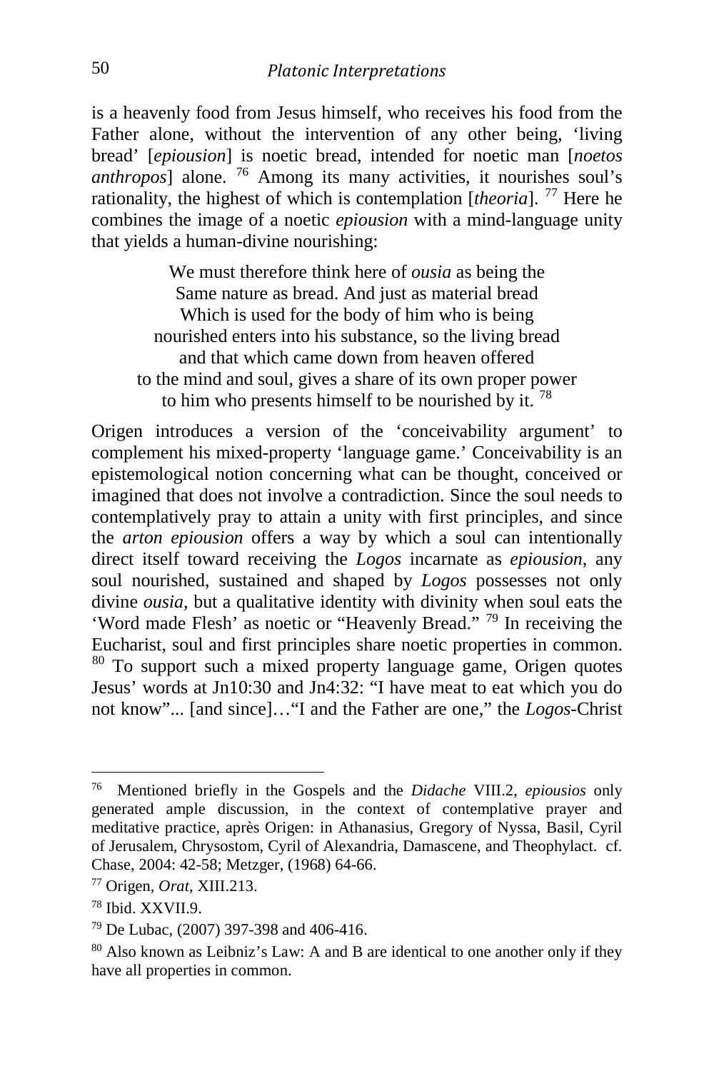is a heavenly food from Jesus himself, who receives his food from the Father alone, without the intervention of any other being, 'living bread' [*epiousion*] is noetic bread, intended for noetic man [*noetos anthropos*] alone. [76] Among its many activities, it nourishes soul's rationality, the highest of which is contemplation [*theoria*]. [77] Here he combines the image of a noetic *epiousion* with a mind-language unity that yields a human-divine nourishing:

> We must therefore think here of *ousia* as being the
> Same nature as bread. And just as material bread
> Which is used for the body of him who is being
> nourished enters into his substance, so the living bread
> and that which came down from heaven offered
> to the mind and soul, gives a share of its own proper power
> to him who presents himself to be nourished by it. [78]

Origen introduces a version of the 'conceivability argument' to complement his mixed-property 'language game.' Conceivability is an epistemological notion concerning what can be thought, conceived or imagined that does not involve a contradiction. Since the soul needs to contemplatively pray to attain a unity with first principles, and since the *arton epiousion* offers a way by which a soul can intentionally direct itself toward receiving the *Logos* incarnate as *epiousion*, any soul nourished, sustained and shaped by *Logos* possesses not only divine *ousia*, but a qualitative identity with divinity when soul eats the 'Word made Flesh' as noetic or "Heavenly Bread." [79] In receiving the Eucharist, soul and first principles share noetic properties in common. [80] To support such a mixed property language game, Origen quotes Jesus' words at Jn10:30 and Jn4:32: "I have meat to eat which you do not know"... [and since]…"I and the Father are one," the *Logos*-Christ

---

[76] Mentioned briefly in the Gospels and the *Didache* VIII.2, *epiousios* only generated ample discussion, in the context of contemplative prayer and meditative practice, après Origen: in Athanasius, Gregory of Nyssa, Basil, Cyril of Jerusalem, Chrysostom, Cyril of Alexandria, Damascene, and Theophylact. cf. Chase, 2004: 42-58; Metzger, (1968) 64-66.

[77] Origen, *Orat*, XIII.213.

[78] Ibid. XXVII.9.

[79] De Lubac, (2007) 397-398 and 406-416.

[80] Also known as Leibniz's Law: A and B are identical to one another only if they have all properties in common.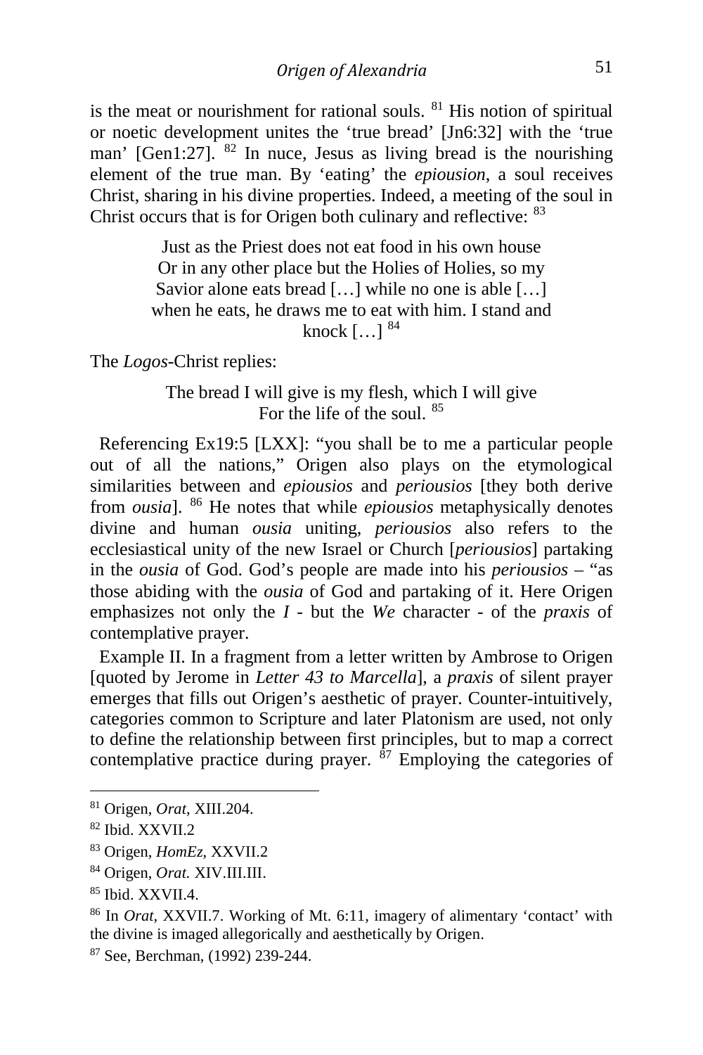is the meat or nourishment for rational souls. [81] His notion of spiritual or noetic development unites the 'true bread' [Jn6:32] with the 'true man' [Gen1:27]. [82] In nuce, Jesus as living bread is the nourishing element of the true man. By 'eating' the *epiousion*, a soul receives Christ, sharing in his divine properties. Indeed, a meeting of the soul in Christ occurs that is for Origen both culinary and reflective: [83]

> Just as the Priest does not eat food in his own house
> Or in any other place but the Holies of Holies, so my
> Savior alone eats bread […] while no one is able […]
> when he eats, he draws me to eat with him. I stand and
> knock […] [84]

The *Logos*-Christ replies:

> The bread I will give is my flesh, which I will give
> For the life of the soul. [85]

Referencing Ex19:5 [LXX]: "you shall be to me a particular people out of all the nations," Origen also plays on the etymological similarities between and *epiousios* and *periousios* [they both derive from *ousia*]. [86] He notes that while *epiousios* metaphysically denotes divine and human *ousia* uniting, *periousios* also refers to the ecclesiastical unity of the new Israel or Church [*periousios*] partaking in the *ousia* of God. God's people are made into his *periousios* – "as those abiding with the *ousia* of God and partaking of it. Here Origen emphasizes not only the *I* - but the *We* character - of the *praxis* of contemplative prayer.

Example II. In a fragment from a letter written by Ambrose to Origen [quoted by Jerome in *Letter 43 to Marcella*], a *praxis* of silent prayer emerges that fills out Origen's aesthetic of prayer. Counter-intuitively, categories common to Scripture and later Platonism are used, not only to define the relationship between first principles, but to map a correct contemplative practice during prayer. [87] Employing the categories of

---

[81] Origen, *Orat*, XIII.204.

[82] Ibid. XXVII.2

[83] Origen, *HomEz*, XXVII.2

[84] Origen, *Orat.* XIV.III.III.

[85] Ibid. XXVII.4.

[86] In *Orat*, XXVII.7. Working of Mt. 6:11, imagery of alimentary 'contact' with the divine is imaged allegorically and aesthetically by Origen.

[87] See, Berchman, (1992) 239-244.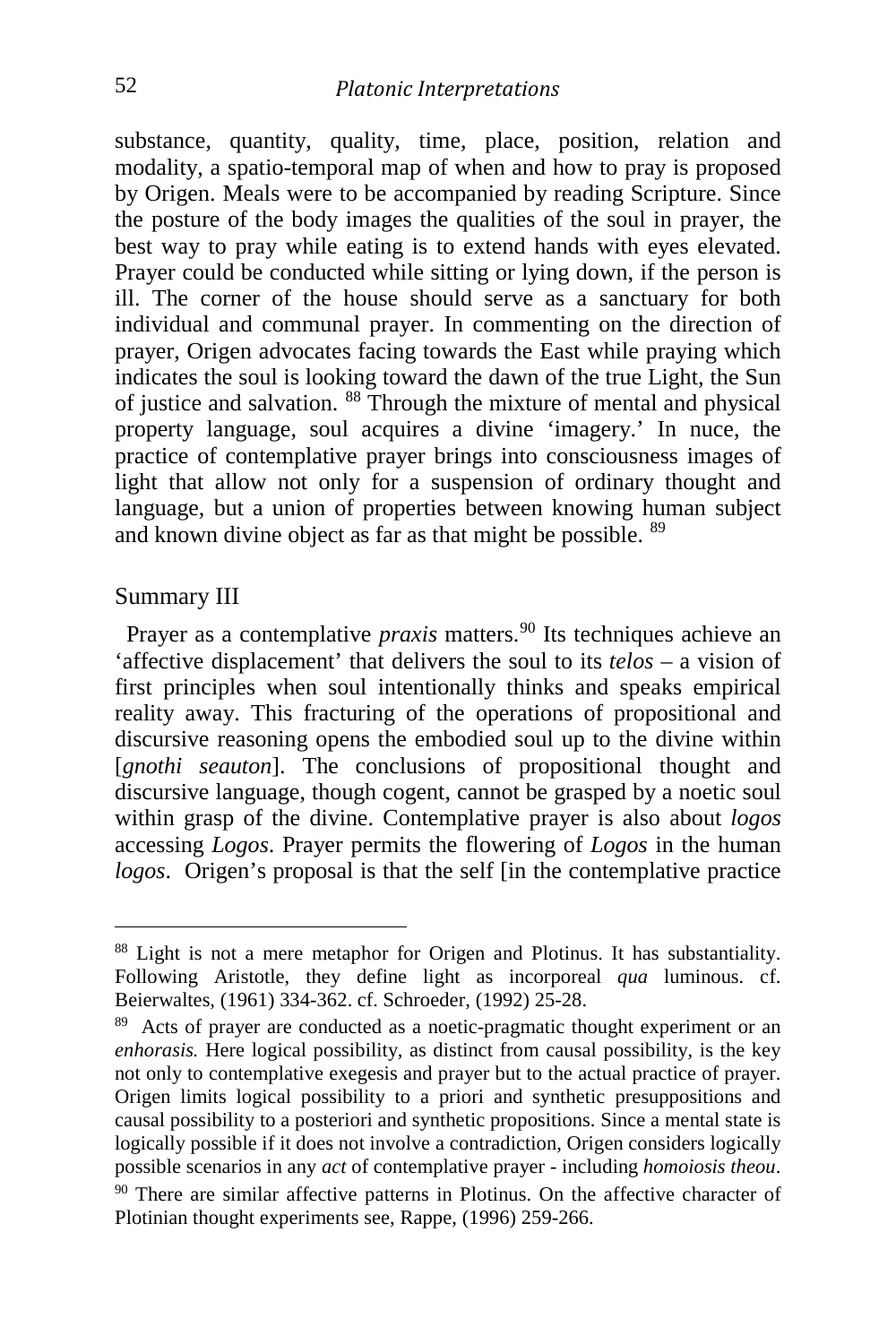substance, quantity, quality, time, place, position, relation and modality, a spatio-temporal map of when and how to pray is proposed by Origen. Meals were to be accompanied by reading Scripture. Since the posture of the body images the qualities of the soul in prayer, the best way to pray while eating is to extend hands with eyes elevated. Prayer could be conducted while sitting or lying down, if the person is ill. The corner of the house should serve as a sanctuary for both individual and communal prayer. In commenting on the direction of prayer, Origen advocates facing towards the East while praying which indicates the soul is looking toward the dawn of the true Light, the Sun of justice and salvation. [88] Through the mixture of mental and physical property language, soul acquires a divine 'imagery.' In nuce, the practice of contemplative prayer brings into consciousness images of light that allow not only for a suspension of ordinary thought and language, but a union of properties between knowing human subject and known divine object as far as that might be possible. [89]

## Summary III

Prayer as a contemplative *praxis* matters.[90] Its techniques achieve an 'affective displacement' that delivers the soul to its *telos* – a vision of first principles when soul intentionally thinks and speaks empirical reality away. This fracturing of the operations of propositional and discursive reasoning opens the embodied soul up to the divine within [*gnothi seauton*]. The conclusions of propositional thought and discursive language, though cogent, cannot be grasped by a noetic soul within grasp of the divine. Contemplative prayer is also about *logos* accessing *Logos*. Prayer permits the flowering of *Logos* in the human *logos*. Origen's proposal is that the self [in the contemplative practice

---

[88] Light is not a mere metaphor for Origen and Plotinus. It has substantiality. Following Aristotle, they define light as incorporeal *qua* luminous. cf. Beierwaltes, (1961) 334-362. cf. Schroeder, (1992) 25-28.

[89] Acts of prayer are conducted as a noetic-pragmatic thought experiment or an *enhorasis.* Here logical possibility, as distinct from causal possibility, is the key not only to contemplative exegesis and prayer but to the actual practice of prayer. Origen limits logical possibility to a priori and synthetic presuppositions and causal possibility to a posteriori and synthetic propositions. Since a mental state is logically possible if it does not involve a contradiction, Origen considers logically possible scenarios in any *act* of contemplative prayer - including *homoiosis theou*.

[90] There are similar affective patterns in Plotinus. On the affective character of Plotinian thought experiments see, Rappe, (1996) 259-266.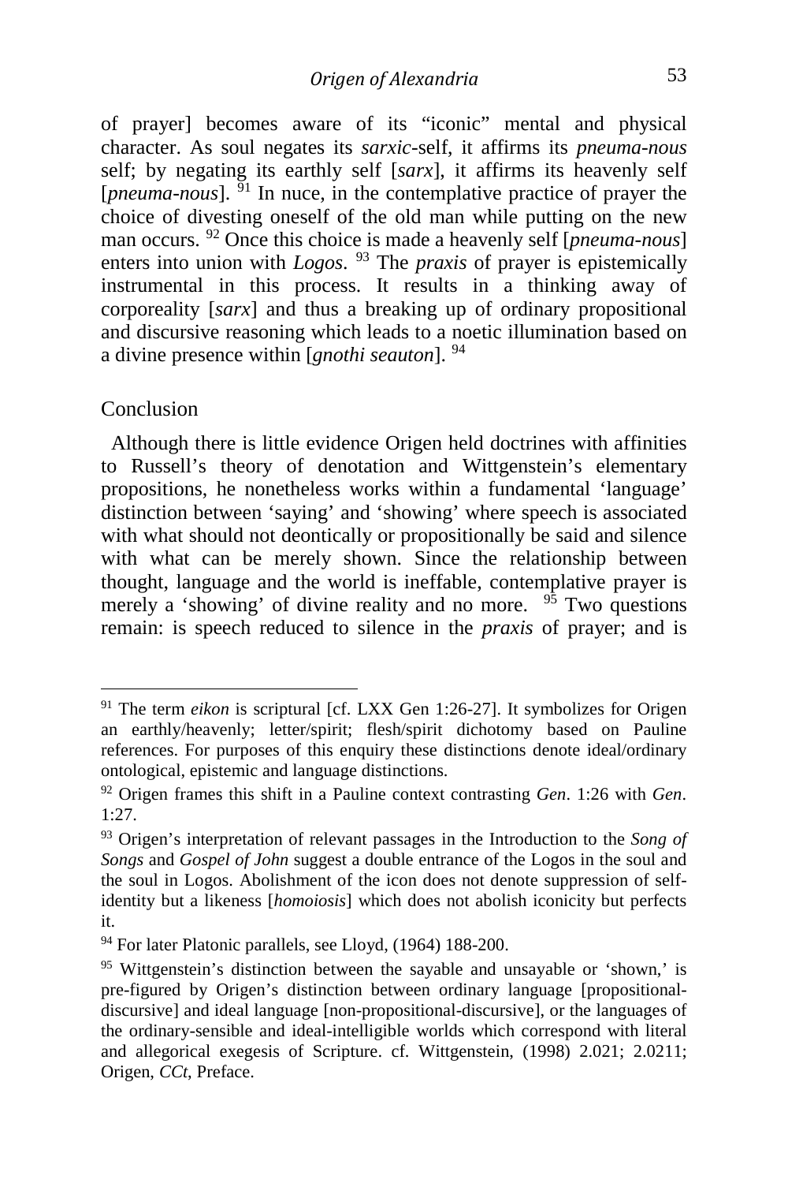of prayer] becomes aware of its "iconic" mental and physical character. As soul negates its *sarxic*-self, it affirms its *pneuma-nous* self; by negating its earthly self [*sarx*], it affirms its heavenly self [*pneuma-nous*]. [91] In nuce, in the contemplative practice of prayer the choice of divesting oneself of the old man while putting on the new man occurs. [92] Once this choice is made a heavenly self [*pneuma-nous*] enters into union with *Logos*. [93] The *praxis* of prayer is epistemically instrumental in this process. It results in a thinking away of corporeality [*sarx*] and thus a breaking up of ordinary propositional and discursive reasoning which leads to a noetic illumination based on a divine presence within [*gnothi seauton*]. [94]

## Conclusion

Although there is little evidence Origen held doctrines with affinities to Russell's theory of denotation and Wittgenstein's elementary propositions, he nonetheless works within a fundamental 'language' distinction between 'saying' and 'showing' where speech is associated with what should not deontically or propositionally be said and silence with what can be merely shown. Since the relationship between thought, language and the world is ineffable, contemplative prayer is merely a 'showing' of divine reality and no more. [95] Two questions remain: is speech reduced to silence in the *praxis* of prayer; and is

---

[91] The term *eikon* is scriptural [cf. LXX Gen 1:26-27]. It symbolizes for Origen an earthly/heavenly; letter/spirit; flesh/spirit dichotomy based on Pauline references. For purposes of this enquiry these distinctions denote ideal/ordinary ontological, epistemic and language distinctions.

[92] Origen frames this shift in a Pauline context contrasting *Gen*. 1:26 with *Gen*. 1:27.

[93] Origen's interpretation of relevant passages in the Introduction to the *Song of Songs* and *Gospel of John* suggest a double entrance of the Logos in the soul and the soul in Logos. Abolishment of the icon does not denote suppression of self-identity but a likeness [*homoiosis*] which does not abolish iconicity but perfects it.

[94] For later Platonic parallels, see Lloyd, (1964) 188-200.

[95] Wittgenstein's distinction between the sayable and unsayable or 'shown,' is pre-figured by Origen's distinction between ordinary language [propositional-discursive] and ideal language [non-propositional-discursive], or the languages of the ordinary-sensible and ideal-intelligible worlds which correspond with literal and allegorical exegesis of Scripture. cf. Wittgenstein, (1998) 2.021; 2.0211; Origen, *CCt*, Preface.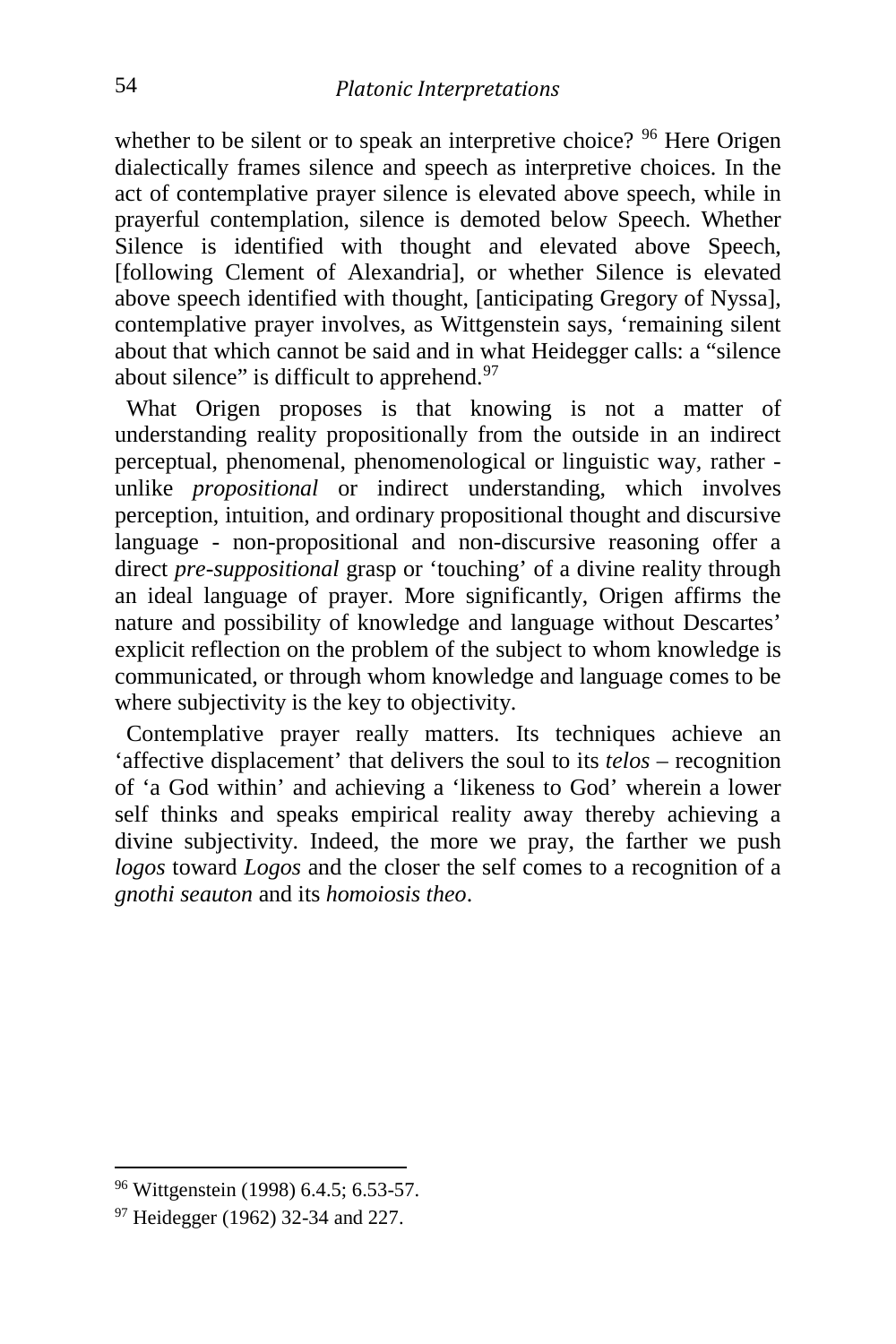whether to be silent or to speak an interpretive choice? [96] Here Origen dialectically frames silence and speech as interpretive choices. In the act of contemplative prayer silence is elevated above speech, while in prayerful contemplation, silence is demoted below Speech. Whether Silence is identified with thought and elevated above Speech, [following Clement of Alexandria], or whether Silence is elevated above speech identified with thought, [anticipating Gregory of Nyssa], contemplative prayer involves, as Wittgenstein says, 'remaining silent about that which cannot be said and in what Heidegger calls: a "silence about silence" is difficult to apprehend.[97]

What Origen proposes is that knowing is not a matter of understanding reality propositionally from the outside in an indirect perceptual, phenomenal, phenomenological or linguistic way, rather - unlike *propositional* or indirect understanding, which involves perception, intuition, and ordinary propositional thought and discursive language - non-propositional and non-discursive reasoning offer a direct *pre-suppositional* grasp or 'touching' of a divine reality through an ideal language of prayer. More significantly, Origen affirms the nature and possibility of knowledge and language without Descartes' explicit reflection on the problem of the subject to whom knowledge is communicated, or through whom knowledge and language comes to be where subjectivity is the key to objectivity.

Contemplative prayer really matters. Its techniques achieve an 'affective displacement' that delivers the soul to its *telos* – recognition of 'a God within' and achieving a 'likeness to God' wherein a lower self thinks and speaks empirical reality away thereby achieving a divine subjectivity. Indeed, the more we pray, the farther we push *logos* toward *Logos* and the closer the self comes to a recognition of a *gnothi seauton* and its *homoiosis theo*.

---

[96] Wittgenstein (1998) 6.4.5; 6.53-57.

[97] Heidegger (1962) 32-34 and 227.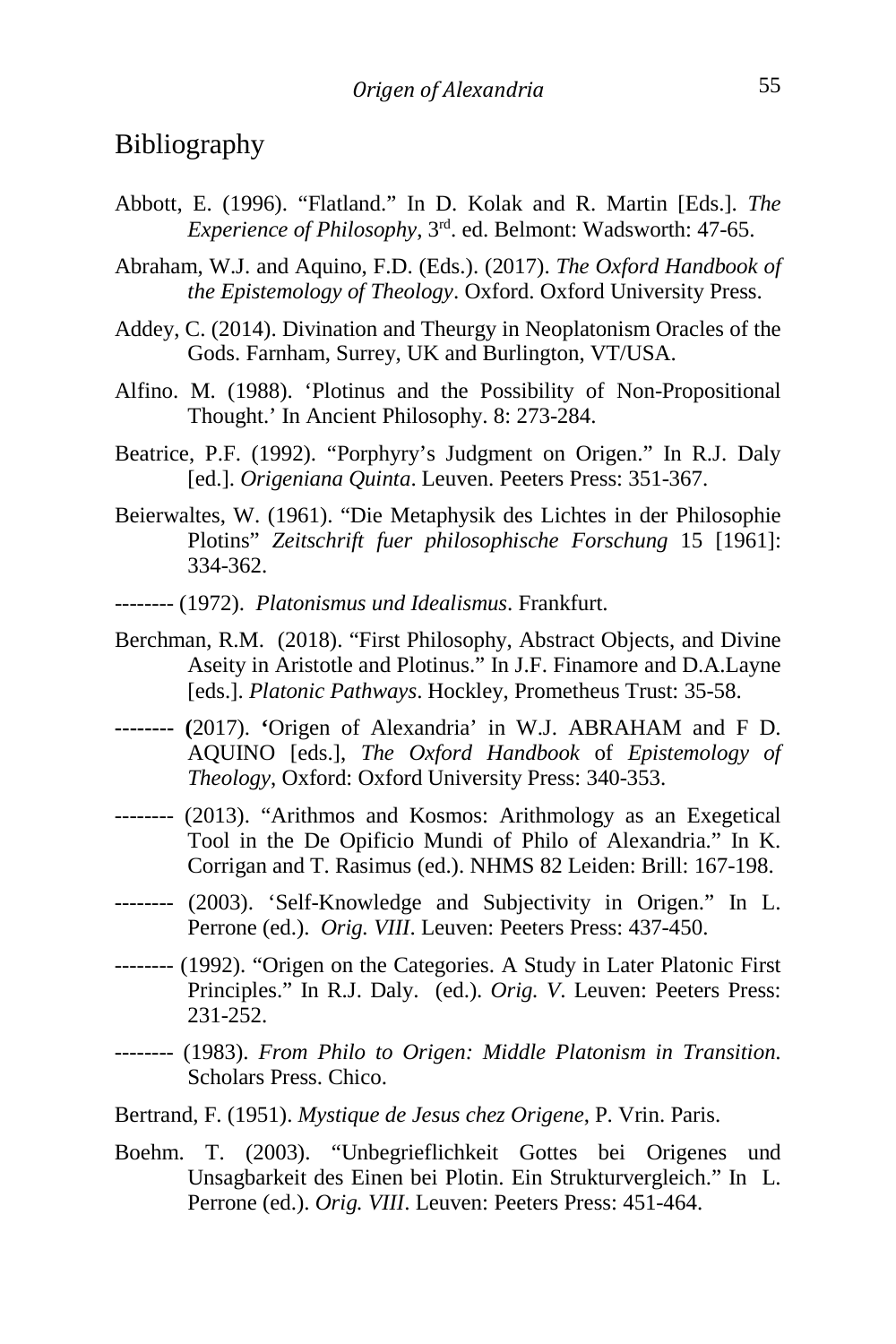# Bibliography

Abbott, E. (1996). "Flatland." In D. Kolak and R. Martin [Eds.]. *The Experience of Philosophy*, 3rd. ed. Belmont: Wadsworth: 47-65.

Abraham, W.J. and Aquino, F.D. (Eds.). (2017). *The Oxford Handbook of the Epistemology of Theology*. Oxford. Oxford University Press.

Addey, C. (2014). Divination and Theurgy in Neoplatonism Oracles of the Gods. Farnham, Surrey, UK and Burlington, VT/USA.

Alfino. M. (1988). 'Plotinus and the Possibility of Non-Propositional Thought.' In Ancient Philosophy. 8: 273-284.

Beatrice, P.F. (1992). "Porphyry's Judgment on Origen." In R.J. Daly [ed.]. *Origeniana Quinta*. Leuven. Peeters Press: 351-367.

Beierwaltes, W. (1961). "Die Metaphysik des Lichtes in der Philosophie Plotins" *Zeitschrift fuer philosophische Forschung* 15 [1961]: 334-362.

-------- (1972). *Platonismus und Idealismus*. Frankfurt.

Berchman, R.M. (2018). "First Philosophy, Abstract Objects, and Divine Aseity in Aristotle and Plotinus." In J.F. Finamore and D.A.Layne [eds.]. *Platonic Pathways*. Hockley, Prometheus Trust: 35-58.

**--------** **(**2017). **'**Origen of Alexandria' in W.J. ABRAHAM and F D. AQUINO [eds.], *The Oxford Handbook* of *Epistemology of Theology*, Oxford: Oxford University Press: 340-353.

-------- (2013). "Arithmos and Kosmos: Arithmology as an Exegetical Tool in the De Opificio Mundi of Philo of Alexandria." In K. Corrigan and T. Rasimus (ed.). NHMS 82 Leiden: Brill: 167-198.

-------- (2003). 'Self-Knowledge and Subjectivity in Origen." In L. Perrone (ed.). *Orig. VIII*. Leuven: Peeters Press: 437-450.

-------- (1992). "Origen on the Categories. A Study in Later Platonic First Principles." In R.J. Daly. (ed.). *Orig. V*. Leuven: Peeters Press: 231-252.

-------- (1983). *From Philo to Origen: Middle Platonism in Transition.* Scholars Press. Chico.

Bertrand, F. (1951). *Mystique de Jesus chez Origene*, P. Vrin. Paris.

Boehm. T. (2003). "Unbegrieflichkeit Gottes bei Origenes und Unsagbarkeit des Einen bei Plotin. Ein Strukturvergleich." In L. Perrone (ed.). *Orig. VIII*. Leuven: Peeters Press: 451-464.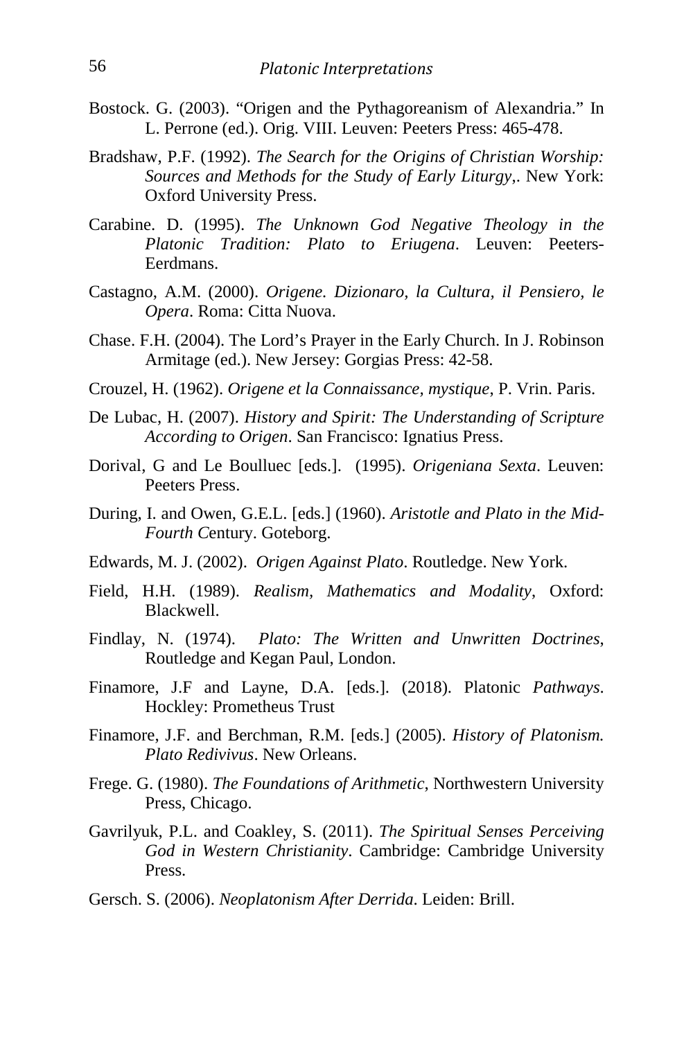Bostock. G. (2003). "Origen and the Pythagoreanism of Alexandria." In L. Perrone (ed.). Orig. VIII. Leuven: Peeters Press: 465-478.

Bradshaw, P.F. (1992). *The Search for the Origins of Christian Worship: Sources and Methods for the Study of Early Liturgy*,. New York: Oxford University Press.

Carabine. D. (1995). *The Unknown God Negative Theology in the Platonic Tradition: Plato to Eriugena*. Leuven: Peeters-Eerdmans.

Castagno, A.M. (2000). *Origene. Dizionaro, la Cultura, il Pensiero, le Opera*. Roma: Citta Nuova.

Chase. F.H. (2004). The Lord's Prayer in the Early Church. In J. Robinson Armitage (ed.). New Jersey: Gorgias Press: 42-58.

Crouzel, H. (1962). *Origene et la Connaissance, mystique*, P. Vrin. Paris.

De Lubac, H. (2007). *History and Spirit: The Understanding of Scripture According to Origen*. San Francisco: Ignatius Press.

Dorival, G and Le Boulluec [eds.]. (1995). *Origeniana Sexta*. Leuven: Peeters Press.

During, I. and Owen, G.E.L. [eds.] (1960). *Aristotle and Plato in the Mid-Fourth C*entury. Goteborg.

Edwards, M. J. (2002). *Origen Against Plato*. Routledge. New York.

Field, H.H. (1989). *Realism, Mathematics and Modality*, Oxford: Blackwell.

Findlay, N. (1974). *Plato: The Written and Unwritten Doctrines,* Routledge and Kegan Paul, London.

Finamore, J.F and Layne, D.A. [eds.]. (2018). Platonic *Pathways*. Hockley: Prometheus Trust

Finamore, J.F. and Berchman, R.M. [eds.] (2005). *History of Platonism. Plato Redivivus*. New Orleans.

Frege. G. (1980). *The Foundations of Arithmetic*, Northwestern University Press, Chicago.

Gavrilyuk, P.L. and Coakley, S. (2011). *The Spiritual Senses Perceiving God in Western Christianity*. Cambridge: Cambridge University Press.

Gersch. S. (2006). *Neoplatonism After Derrida*. Leiden: Brill.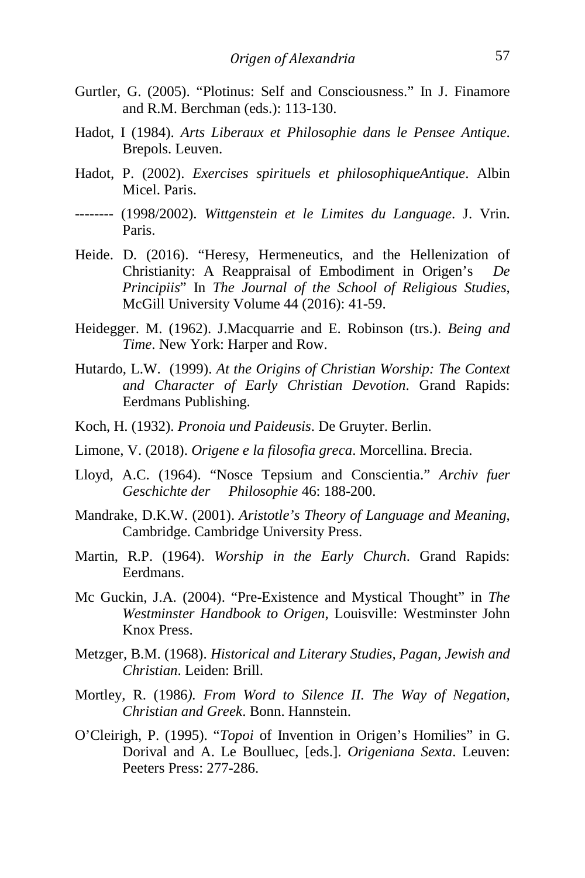Gurtler, G. (2005). "Plotinus: Self and Consciousness." In J. Finamore and R.M. Berchman (eds.): 113-130.

Hadot, I (1984). *Arts Liberaux et Philosophie dans le Pensee Antique*. Brepols. Leuven.

Hadot, P. (2002). *Exercises spirituels et philosophiqueAntique*. Albin Micel. Paris.

-------- (1998/2002). *Wittgenstein et le Limites du Language*. J. Vrin. Paris.

Heide. D. (2016). "Heresy, Hermeneutics, and the Hellenization of Christianity: A Reappraisal of Embodiment in Origen's *De Principiis*" In *The Journal of the School of Religious Studies*, McGill University Volume 44 (2016): 41-59.

Heidegger. M. (1962). J.Macquarrie and E. Robinson (trs.). *Being and Time*. New York: Harper and Row.

Hutardo, L.W. (1999). *At the Origins of Christian Worship: The Context and Character of Early Christian Devotion*. Grand Rapids: Eerdmans Publishing.

Koch, H. (1932). *Pronoia und Paideusis*. De Gruyter. Berlin.

Limone, V. (2018). *Origene e la filosofia greca*. Morcellina. Brecia.

Lloyd, A.C. (1964). "Nosce Tepsium and Conscientia." *Archiv fuer Geschichte der Philosophie* 46: 188-200.

Mandrake, D.K.W. (2001). *Aristotle's Theory of Language and Meaning*, Cambridge. Cambridge University Press.

Martin, R.P. (1964). *Worship in the Early Church*. Grand Rapids: Eerdmans.

Mc Guckin, J.A. (2004). "Pre-Existence and Mystical Thought" in *The Westminster Handbook to Origen*, Louisville: Westminster John Knox Press.

Metzger, B.M. (1968). *Historical and Literary Studies, Pagan, Jewish and Christian*. Leiden: Brill.

Mortley, R. (1986). *From Word to Silence II. The Way of Negation, Christian and Greek*. Bonn. Hannstein.

O'Cleirigh, P. (1995). "*Topoi* of Invention in Origen's Homilies" in G. Dorival and A. Le Boulluec, [eds.]. *Origeniana Sexta*. Leuven: Peeters Press: 277-286.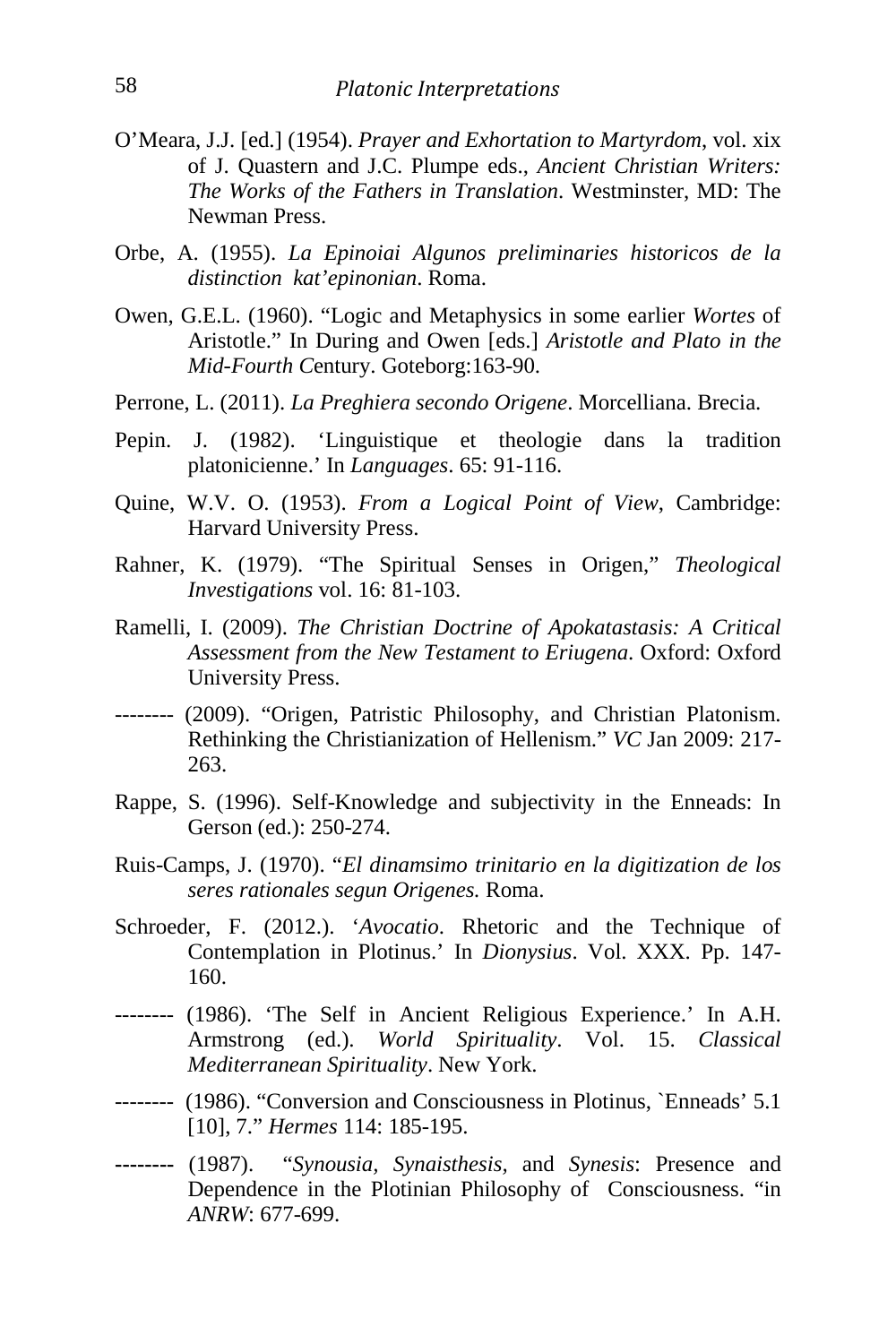O'Meara, J.J. [ed.] (1954). *Prayer and Exhortation to Martyrdom*, vol. xix of J. Quastern and J.C. Plumpe eds., *Ancient Christian Writers: The Works of the Fathers in Translation*. Westminster, MD: The Newman Press.

Orbe, A. (1955). *La Epinoiai Algunos preliminaries historicos de la distinction kat'epinonian*. Roma.

Owen, G.E.L. (1960). "Logic and Metaphysics in some earlier *Wortes* of Aristotle." In During and Owen [eds.] *Aristotle and Plato in the Mid-Fourth C*entury. Goteborg:163-90.

Perrone, L. (2011). *La Preghiera secondo Origene*. Morcelliana. Brecia.

Pepin. J. (1982). 'Linguistique et theologie dans la tradition platonicienne.' In *Languages*. 65: 91-116.

Quine, W.V. O. (1953). *From a Logical Point of View*, Cambridge: Harvard University Press.

Rahner, K. (1979). "The Spiritual Senses in Origen," *Theological Investigations* vol. 16: 81-103.

Ramelli, I. (2009). *The Christian Doctrine of Apokatastasis: A Critical Assessment from the New Testament to Eriugena*. Oxford: Oxford University Press.

-------- (2009). "Origen, Patristic Philosophy, and Christian Platonism. Rethinking the Christianization of Hellenism." *VC* Jan 2009: 217-263.

Rappe, S. (1996). Self-Knowledge and subjectivity in the Enneads: In Gerson (ed.): 250-274.

Ruis-Camps, J. (1970). "*El dinamsimo trinitario en la digitization de los seres rationales segun Origenes.* Roma.

Schroeder, F. (2012.). '*Avocatio*. Rhetoric and the Technique of Contemplation in Plotinus.' In *Dionysius*. Vol. XXX. Pp. 147-160.

-------- (1986). 'The Self in Ancient Religious Experience.' In A.H. Armstrong (ed.). *World Spirituality*. Vol. 15. *Classical Mediterranean Spirituality*. New York.

-------- (1986). "Conversion and Consciousness in Plotinus, `Enneads' 5.1 [10], 7." *Hermes* 114: 185-195.

-------- (1987). "*Synousia*, *Synaisthesis*, and *Synesis*: Presence and Dependence in the Plotinian Philosophy of Consciousness. "in *ANRW*: 677-699.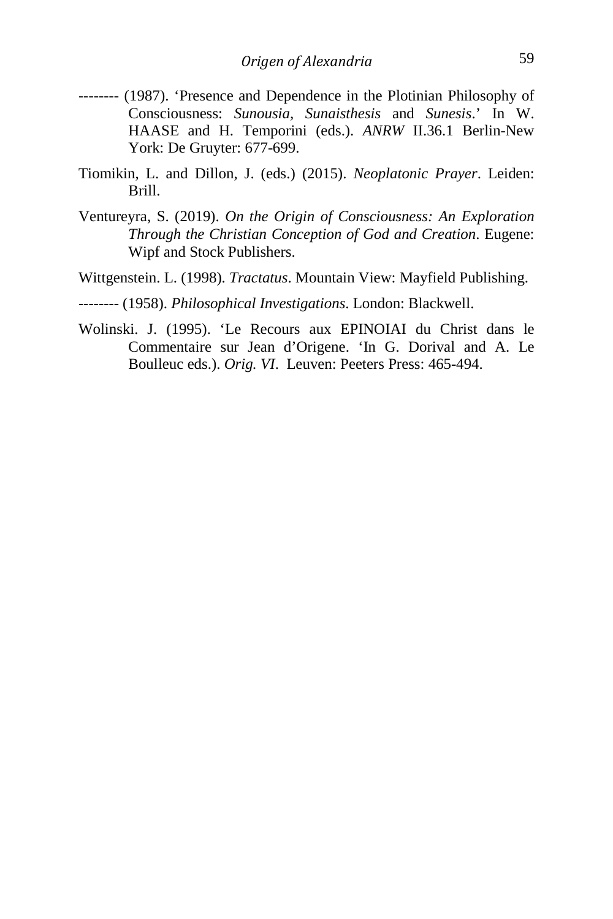-------- (1987). ‘Presence and Dependence in the Plotinian Philosophy of Consciousness: *Sunousia*, *Sunaisthesis* and *Sunesis*.’ In W. HAASE and H. Temporini (eds.). *ANRW* II.36.1 Berlin-New York: De Gruyter: 677-699.

Tiomikin, L. and Dillon, J. (eds.) (2015). *Neoplatonic Prayer*. Leiden: Brill.

Ventureyra, S. (2019). *On the Origin of Consciousness: An Exploration Through the Christian Conception of God and Creation*. Eugene: Wipf and Stock Publishers.

Wittgenstein. L. (1998). *Tractatus*. Mountain View: Mayfield Publishing.

-------- (1958). *Philosophical Investigations*. London: Blackwell.

Wolinski. J. (1995). ‘Le Recours aux EPINOIAI du Christ dans le Commentaire sur Jean d’Origene. ‘In G. Dorival and A. Le Boulleuc eds.). *Orig. VI*. Leuven: Peeters Press: 465-494.